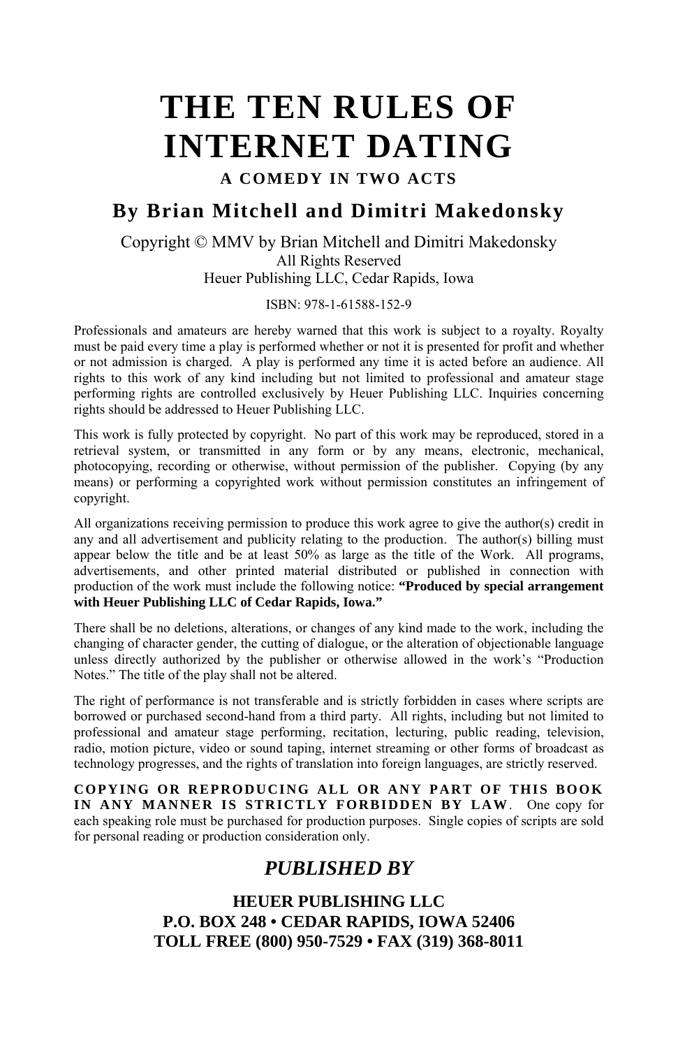# THE TEN RULES OF INTERNET DATING

### A COMEDY IN TWO ACTS

## By Brian Mitchell and Dimitri Makedonsky

Copyright © MMV by Brian Mitchell and Dimitri Makedonsky
All Rights Reserved
Heuer Publishing LLC, Cedar Rapids, Iowa

ISBN: 978-1-61588-152-9

Professionals and amateurs are hereby warned that this work is subject to a royalty. Royalty must be paid every time a play is performed whether or not it is presented for profit and whether or not admission is charged. A play is performed any time it is acted before an audience. All rights to this work of any kind including but not limited to professional and amateur stage performing rights are controlled exclusively by Heuer Publishing LLC. Inquiries concerning rights should be addressed to Heuer Publishing LLC.

This work is fully protected by copyright. No part of this work may be reproduced, stored in a retrieval system, or transmitted in any form or by any means, electronic, mechanical, photocopying, recording or otherwise, without permission of the publisher. Copying (by any means) or performing a copyrighted work without permission constitutes an infringement of copyright.

All organizations receiving permission to produce this work agree to give the author(s) credit in any and all advertisement and publicity relating to the production. The author(s) billing must appear below the title and be at least 50% as large as the title of the Work. All programs, advertisements, and other printed material distributed or published in connection with production of the work must include the following notice: **"Produced by special arrangement with Heuer Publishing LLC of Cedar Rapids, Iowa."**

There shall be no deletions, alterations, or changes of any kind made to the work, including the changing of character gender, the cutting of dialogue, or the alteration of objectionable language unless directly authorized by the publisher or otherwise allowed in the work's "Production Notes." The title of the play shall not be altered.

The right of performance is not transferable and is strictly forbidden in cases where scripts are borrowed or purchased second-hand from a third party. All rights, including but not limited to professional and amateur stage performing, recitation, lecturing, public reading, television, radio, motion picture, video or sound taping, internet streaming or other forms of broadcast as technology progresses, and the rights of translation into foreign languages, are strictly reserved.

**COPYING OR REPRODUCING ALL OR ANY PART OF THIS BOOK IN ANY MANNER IS STRICTLY FORBIDDEN BY LAW**. One copy for each speaking role must be purchased for production purposes. Single copies of scripts are sold for personal reading or production consideration only.

## *PUBLISHED BY*

**HEUER PUBLISHING LLC**
**P.O. BOX 248 • CEDAR RAPIDS, IOWA 52406**
**TOLL FREE (800) 950-7529 • FAX (319) 368-8011**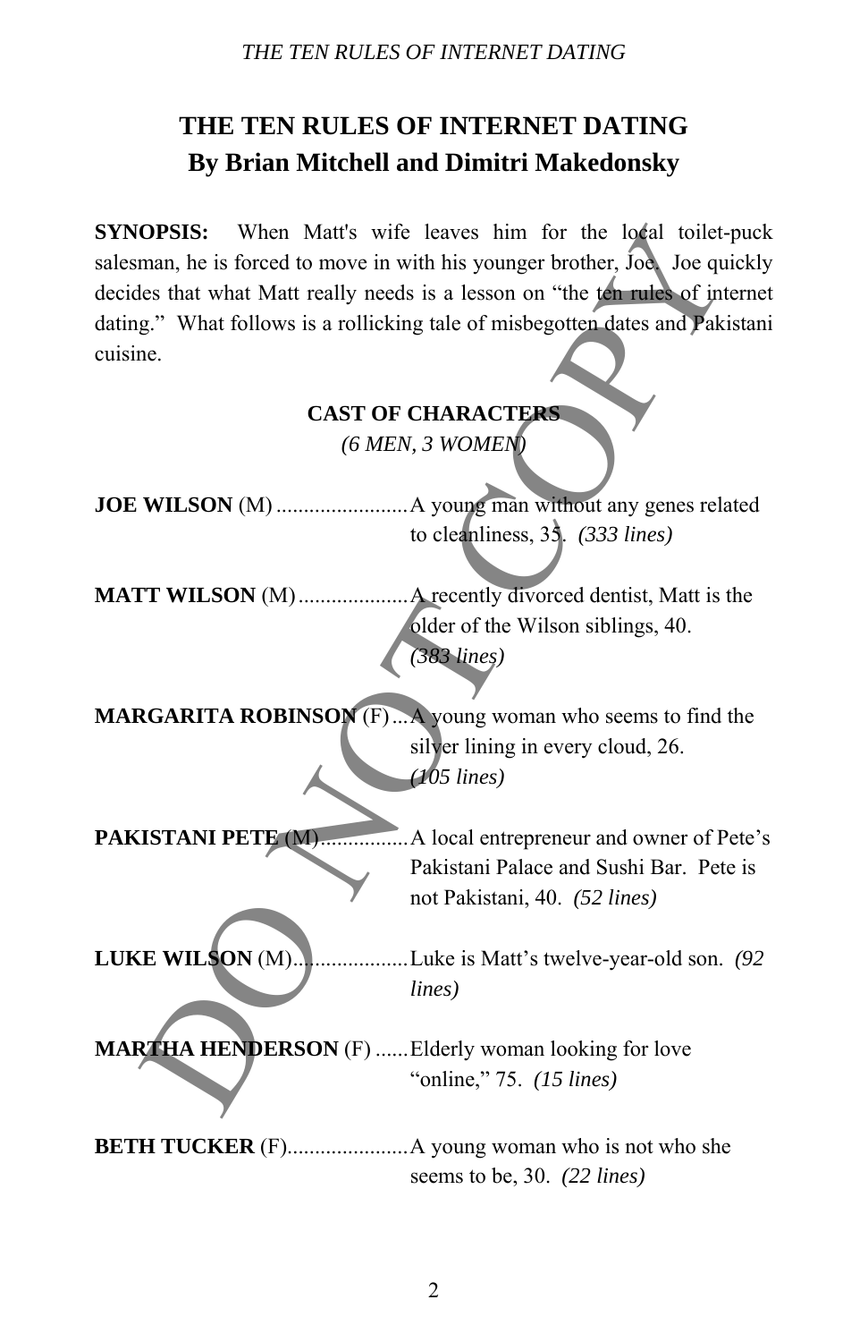# THE TEN RULES OF INTERNET DATING
## By Brian Mitchell and Dimitri Makedonsky

**SYNOPSIS:** When Matt's wife leaves him for the local toilet-puck salesman, he is forced to move in with his younger brother, Joe. Joe quickly decides that what Matt really needs is a lesson on "the ten rules of internet dating." What follows is a rollicking tale of misbegotten dates and Pakistani cuisine.

### CAST OF CHARACTERS
*(6 MEN, 3 WOMEN)*

**JOE WILSON** (M)........................A young man without any genes related to cleanliness, 35. *(333 lines)*

**MATT WILSON** (M)....................A recently divorced dentist, Matt is the older of the Wilson siblings, 40. *(383 lines)*

**MARGARITA ROBINSON** (F)...A young woman who seems to find the silver lining in every cloud, 26. *(105 lines)*

**PAKISTANI PETE** (M)................A local entrepreneur and owner of Pete's Pakistani Palace and Sushi Bar. Pete is not Pakistani, 40. *(52 lines)*

**LUKE WILSON** (M).....................Luke is Matt's twelve-year-old son. *(92 lines)*

**MARTHA HENDERSON** (F) ......Elderly woman looking for love "online," 75. *(15 lines)*

**BETH TUCKER** (F)......................A young woman who is not who she seems to be, 30. *(22 lines)*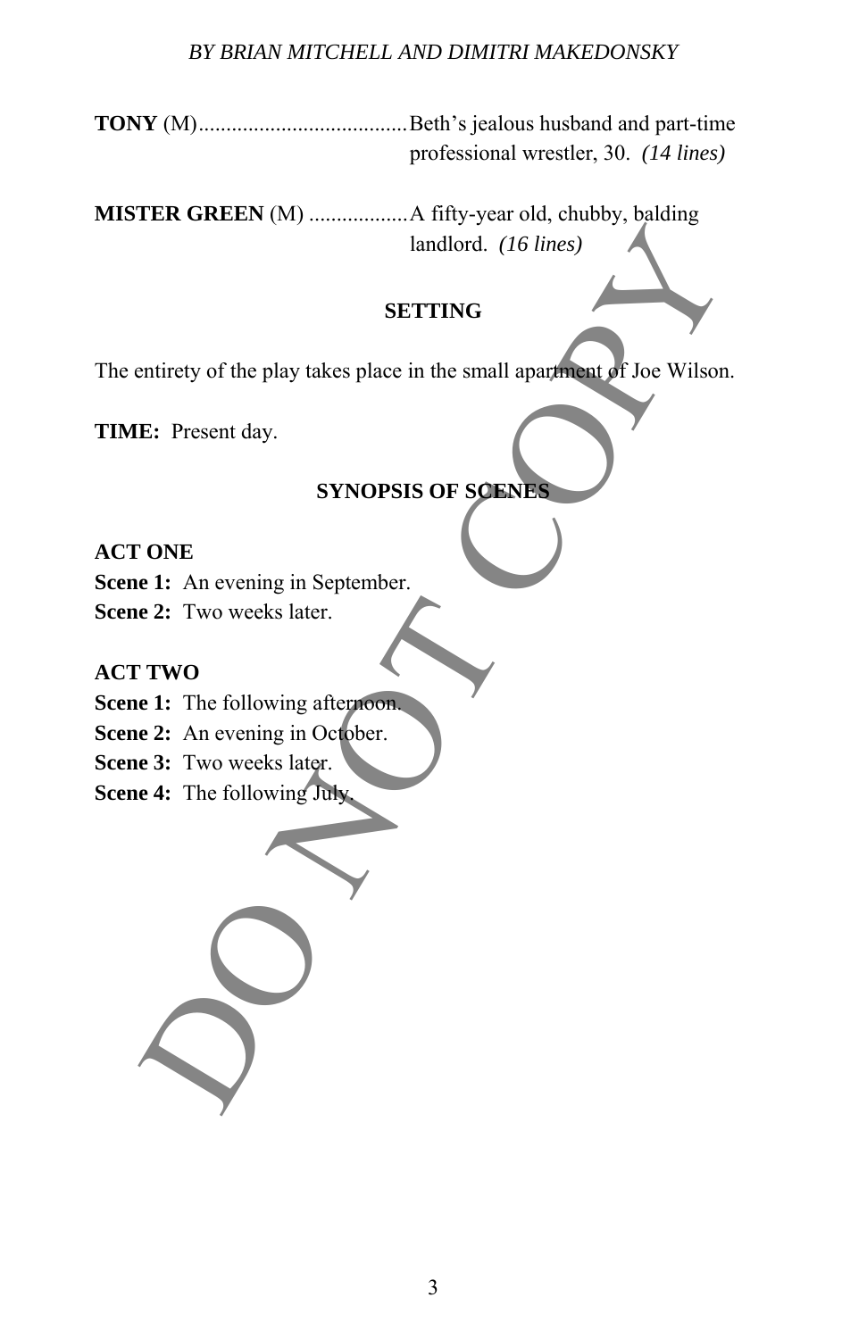**TONY** (M)......................................Beth's jealous husband and part-time professional wrestler, 30. *(14 lines)*

**MISTER GREEN** (M) ..................A fifty-year old, chubby, balding landlord. *(16 lines)*

## SETTING

The entirety of the play takes place in the small apartment of Joe Wilson.

**TIME:** Present day.

## SYNOPSIS OF SCENES

**ACT ONE**
**Scene 1:** An evening in September.
**Scene 2:** Two weeks later.

**ACT TWO**
**Scene 1:** The following afternoon.
**Scene 2:** An evening in October.
**Scene 3:** Two weeks later.
**Scene 4:** The following July.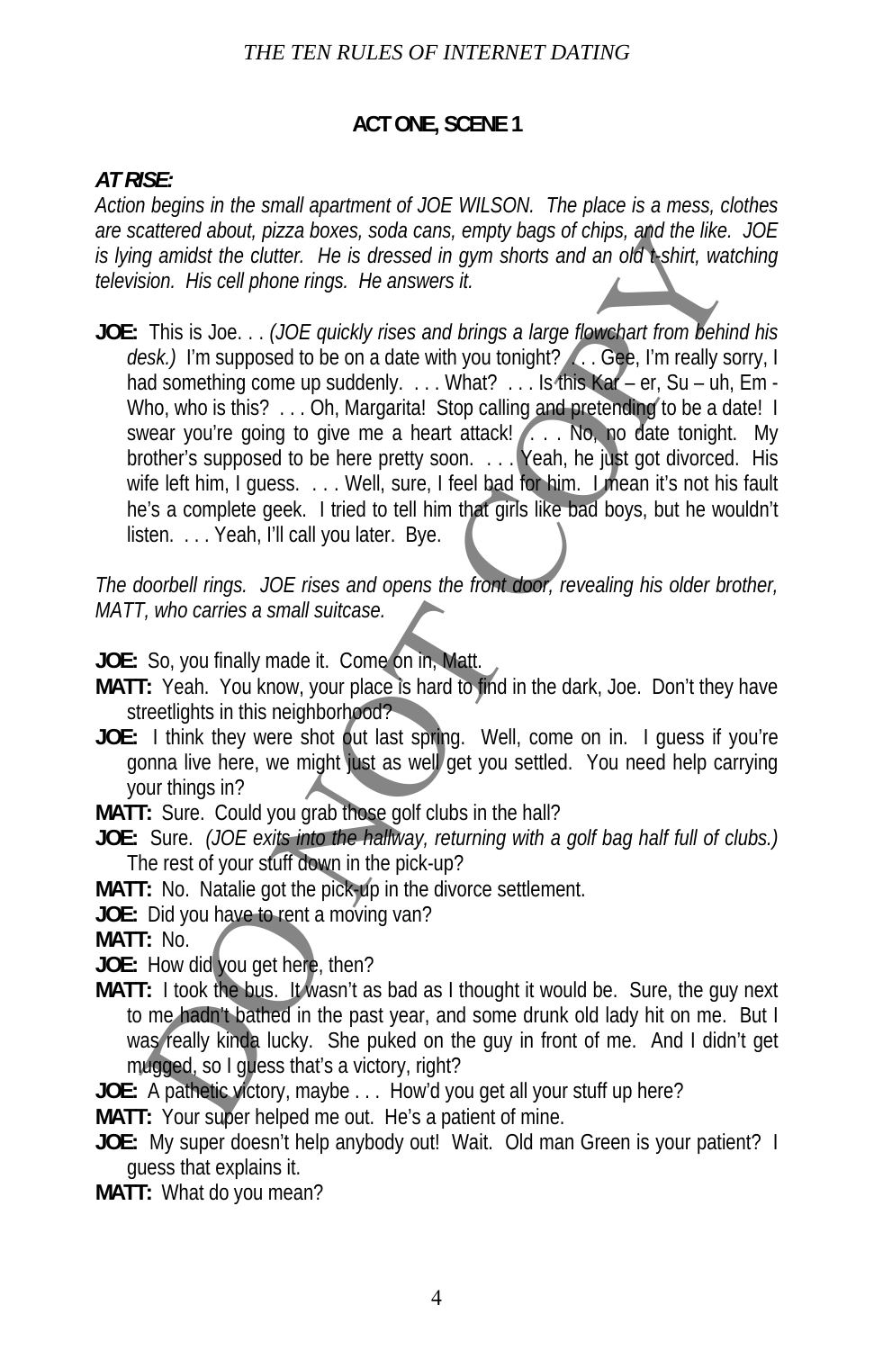## ACT ONE, SCENE 1

***AT RISE:***

*Action begins in the small apartment of JOE WILSON. The place is a mess, clothes are scattered about, pizza boxes, soda cans, empty bags of chips, and the like. JOE is lying amidst the clutter. He is dressed in gym shorts and an old t-shirt, watching television. His cell phone rings. He answers it.*

**JOE:** This is Joe. . . *(JOE quickly rises and brings a large flowchart from behind his desk.)* I'm supposed to be on a date with you tonight? . . . Gee, I'm really sorry, I had something come up suddenly. . . . What? . . . Is this Kar – er, Su – uh, Em - Who, who is this? . . . Oh, Margarita! Stop calling and pretending to be a date! I swear you're going to give me a heart attack! . . . No, no date tonight. My brother's supposed to be here pretty soon. . . . Yeah, he just got divorced. His wife left him, I guess. . . . Well, sure, I feel bad for him. I mean it's not his fault he's a complete geek. I tried to tell him that girls like bad boys, but he wouldn't listen. . . . Yeah, I'll call you later. Bye.

*The doorbell rings. JOE rises and opens the front door, revealing his older brother, MATT, who carries a small suitcase.*

**JOE:** So, you finally made it. Come on in, Matt.

**MATT:** Yeah. You know, your place is hard to find in the dark, Joe. Don't they have streetlights in this neighborhood?

**JOE:** I think they were shot out last spring. Well, come on in. I guess if you're gonna live here, we might just as well get you settled. You need help carrying your things in?

**MATT:** Sure. Could you grab those golf clubs in the hall?

**JOE:** Sure. *(JOE exits into the hallway, returning with a golf bag half full of clubs.)* The rest of your stuff down in the pick-up?

**MATT:** No. Natalie got the pick-up in the divorce settlement.

**JOE:** Did you have to rent a moving van?

**MATT:** No.

**JOE:** How did you get here, then?

**MATT:** I took the bus. It wasn't as bad as I thought it would be. Sure, the guy next to me hadn't bathed in the past year, and some drunk old lady hit on me. But I was really kinda lucky. She puked on the guy in front of me. And I didn't get mugged, so I guess that's a victory, right?

**JOE:** A pathetic victory, maybe . . . How'd you get all your stuff up here?

**MATT:** Your super helped me out. He's a patient of mine.

**JOE:** My super doesn't help anybody out! Wait. Old man Green is your patient? I guess that explains it.

**MATT:** What do you mean?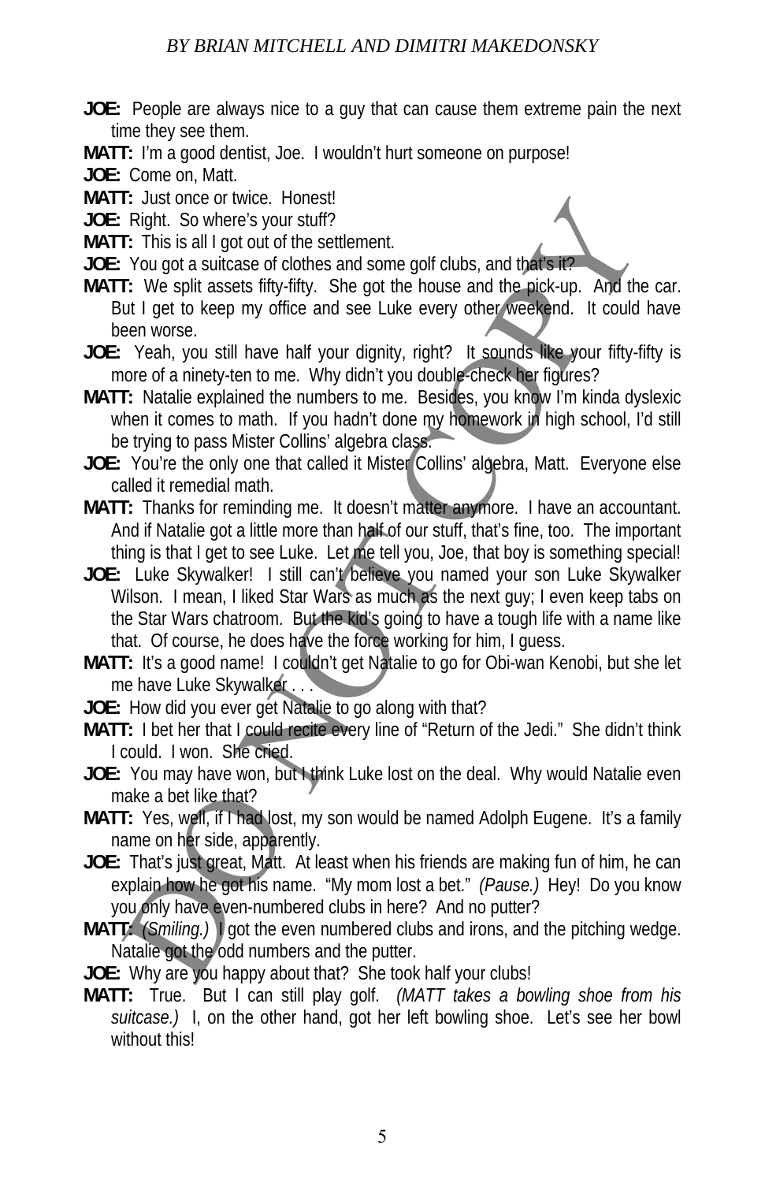**JOE:** People are always nice to a guy that can cause them extreme pain the next time they see them.

**MATT:** I'm a good dentist, Joe. I wouldn't hurt someone on purpose!

**JOE:** Come on, Matt.

**MATT:** Just once or twice. Honest!

**JOE:** Right. So where's your stuff?

**MATT:** This is all I got out of the settlement.

**JOE:** You got a suitcase of clothes and some golf clubs, and that's it?

**MATT:** We split assets fifty-fifty. She got the house and the pick-up. And the car. But I get to keep my office and see Luke every other weekend. It could have been worse.

**JOE:** Yeah, you still have half your dignity, right? It sounds like your fifty-fifty is more of a ninety-ten to me. Why didn't you double-check her figures?

**MATT:** Natalie explained the numbers to me. Besides, you know I'm kinda dyslexic when it comes to math. If you hadn't done my homework in high school, I'd still be trying to pass Mister Collins' algebra class.

**JOE:** You're the only one that called it Mister Collins' algebra, Matt. Everyone else called it remedial math.

**MATT:** Thanks for reminding me. It doesn't matter anymore. I have an accountant. And if Natalie got a little more than half of our stuff, that's fine, too. The important thing is that I get to see Luke. Let me tell you, Joe, that boy is something special!

**JOE:** Luke Skywalker! I still can't believe you named your son Luke Skywalker Wilson. I mean, I liked Star Wars as much as the next guy; I even keep tabs on the Star Wars chatroom. But the kid's going to have a tough life with a name like that. Of course, he does have the force working for him, I guess.

**MATT:** It's a good name! I couldn't get Natalie to go for Obi-wan Kenobi, but she let me have Luke Skywalker . . .

**JOE:** How did you ever get Natalie to go along with that?

**MATT:** I bet her that I could recite every line of "Return of the Jedi." She didn't think I could. I won. She cried.

**JOE:** You may have won, but I think Luke lost on the deal. Why would Natalie even make a bet like that?

**MATT:** Yes, well, if I had lost, my son would be named Adolph Eugene. It's a family name on her side, apparently.

**JOE:** That's just great, Matt. At least when his friends are making fun of him, he can explain how he got his name. "My mom lost a bet." *(Pause.)* Hey! Do you know you only have even-numbered clubs in here? And no putter?

**MATT:** *(Smiling.)* I got the even numbered clubs and irons, and the pitching wedge. Natalie got the odd numbers and the putter.

**JOE:** Why are you happy about that? She took half your clubs!

**MATT:** True. But I can still play golf. *(MATT takes a bowling shoe from his suitcase.)* I, on the other hand, got her left bowling shoe. Let's see her bowl without this!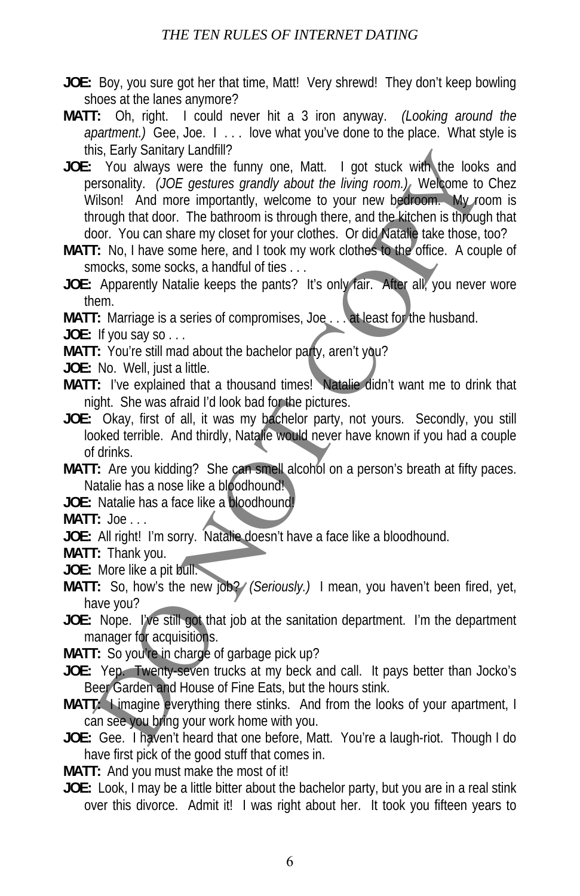**JOE:** Boy, you sure got her that time, Matt! Very shrewd! They don't keep bowling shoes at the lanes anymore?

**MATT:** Oh, right. I could never hit a 3 iron anyway. *(Looking around the apartment.)* Gee, Joe. I . . . love what you've done to the place. What style is this, Early Sanitary Landfill?

**JOE:** You always were the funny one, Matt. I got stuck with the looks and personality. *(JOE gestures grandly about the living room.)* Welcome to Chez Wilson! And more importantly, welcome to your new bedroom. My room is through that door. The bathroom is through there, and the kitchen is through that door. You can share my closet for your clothes. Or did Natalie take those, too?

**MATT:** No, I have some here, and I took my work clothes to the office. A couple of smocks, some socks, a handful of ties . . .

**JOE:** Apparently Natalie keeps the pants? It's only fair. After all, you never wore them.

**MATT:** Marriage is a series of compromises, Joe . . . at least for the husband.

**JOE:** If you say so . . .

**MATT:** You're still mad about the bachelor party, aren't you?

**JOE:** No. Well, just a little.

**MATT:** I've explained that a thousand times! Natalie didn't want me to drink that night. She was afraid I'd look bad for the pictures.

**JOE:** Okay, first of all, it was my bachelor party, not yours. Secondly, you still looked terrible. And thirdly, Natalie would never have known if you had a couple of drinks.

**MATT:** Are you kidding? She can smell alcohol on a person's breath at fifty paces. Natalie has a nose like a bloodhound!

**JOE:** Natalie has a face like a bloodhound!

**MATT:** Joe . . .

**JOE:** All right! I'm sorry. Natalie doesn't have a face like a bloodhound.

**MATT:** Thank you.

**JOE:** More like a pit bull.

**MATT:** So, how's the new job? *(Seriously.)* I mean, you haven't been fired, yet, have you?

**JOE:** Nope. I've still got that job at the sanitation department. I'm the department manager for acquisitions.

**MATT:** So you're in charge of garbage pick up?

**JOE:** Yep. Twenty-seven trucks at my beck and call. It pays better than Jocko's Beer Garden and House of Fine Eats, but the hours stink.

**MATT:** I imagine everything there stinks. And from the looks of your apartment, I can see you bring your work home with you.

**JOE:** Gee. I haven't heard that one before, Matt. You're a laugh-riot. Though I do have first pick of the good stuff that comes in.

**MATT:** And you must make the most of it!

**JOE:** Look, I may be a little bitter about the bachelor party, but you are in a real stink over this divorce. Admit it! I was right about her. It took you fifteen years to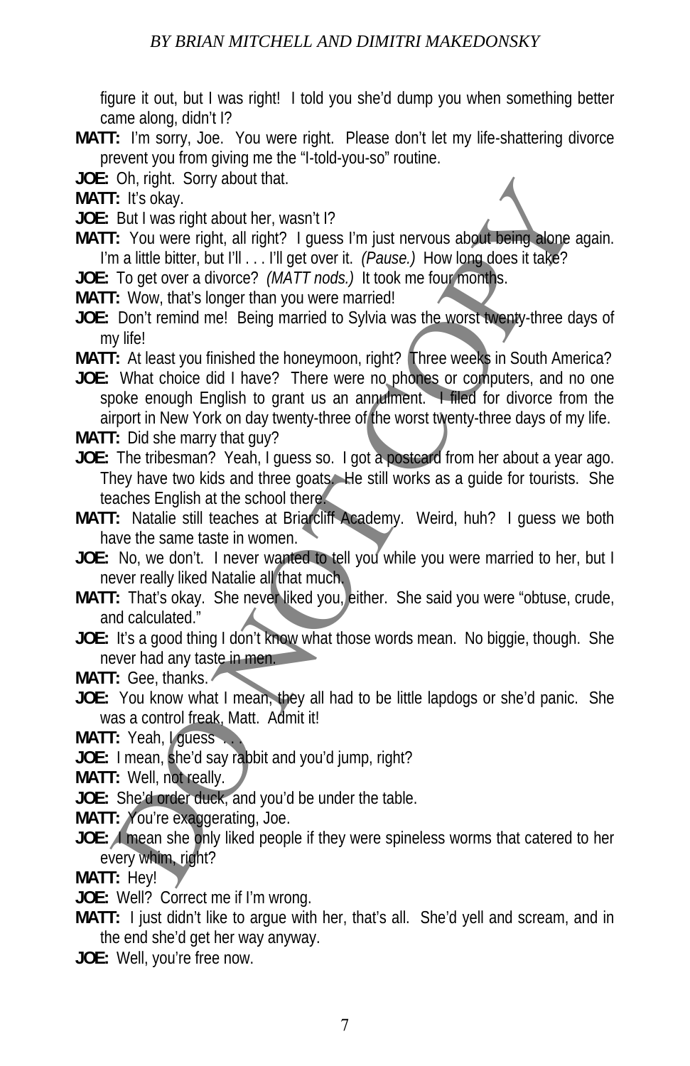figure it out, but I was right! I told you she'd dump you when something better came along, didn't I?

**MATT:** I'm sorry, Joe. You were right. Please don't let my life-shattering divorce prevent you from giving me the "I-told-you-so" routine.

**JOE:** Oh, right. Sorry about that.

**MATT:** It's okay.

**JOE:** But I was right about her, wasn't I?

**MATT:** You were right, all right? I guess I'm just nervous about being alone again. I'm a little bitter, but I'll . . . I'll get over it. *(Pause.)* How long does it take?

**JOE:** To get over a divorce? *(MATT nods.)* It took me four months.

**MATT:** Wow, that's longer than you were married!

**JOE:** Don't remind me! Being married to Sylvia was the worst twenty-three days of my life!

**MATT:** At least you finished the honeymoon, right? Three weeks in South America?

**JOE:** What choice did I have? There were no phones or computers, and no one spoke enough English to grant us an annulment. I filed for divorce from the airport in New York on day twenty-three of the worst twenty-three days of my life.

**MATT:** Did she marry that guy?

**JOE:** The tribesman? Yeah, I guess so. I got a postcard from her about a year ago. They have two kids and three goats. He still works as a guide for tourists. She teaches English at the school there.

**MATT:** Natalie still teaches at Briarcliff Academy. Weird, huh? I guess we both have the same taste in women.

**JOE:** No, we don't. I never wanted to tell you while you were married to her, but I never really liked Natalie all that much.

**MATT:** That's okay. She never liked you, either. She said you were "obtuse, crude, and calculated."

**JOE:** It's a good thing I don't know what those words mean. No biggie, though. She never had any taste in men.

**MATT:** Gee, thanks.

**JOE:** You know what I mean, they all had to be little lapdogs or she'd panic. She was a control freak, Matt. Admit it!

**MATT:** Yeah, I guess . . .

**JOE:** I mean, she'd say rabbit and you'd jump, right?

**MATT:** Well, not really.

**JOE:** She'd order duck, and you'd be under the table.

**MATT:** You're exaggerating, Joe.

**JOE:** I mean she only liked people if they were spineless worms that catered to her every whim, right?

**MATT:** Hey!

**JOE:** Well? Correct me if I'm wrong.

**MATT:** I just didn't like to argue with her, that's all. She'd yell and scream, and in the end she'd get her way anyway.

**JOE:** Well, you're free now.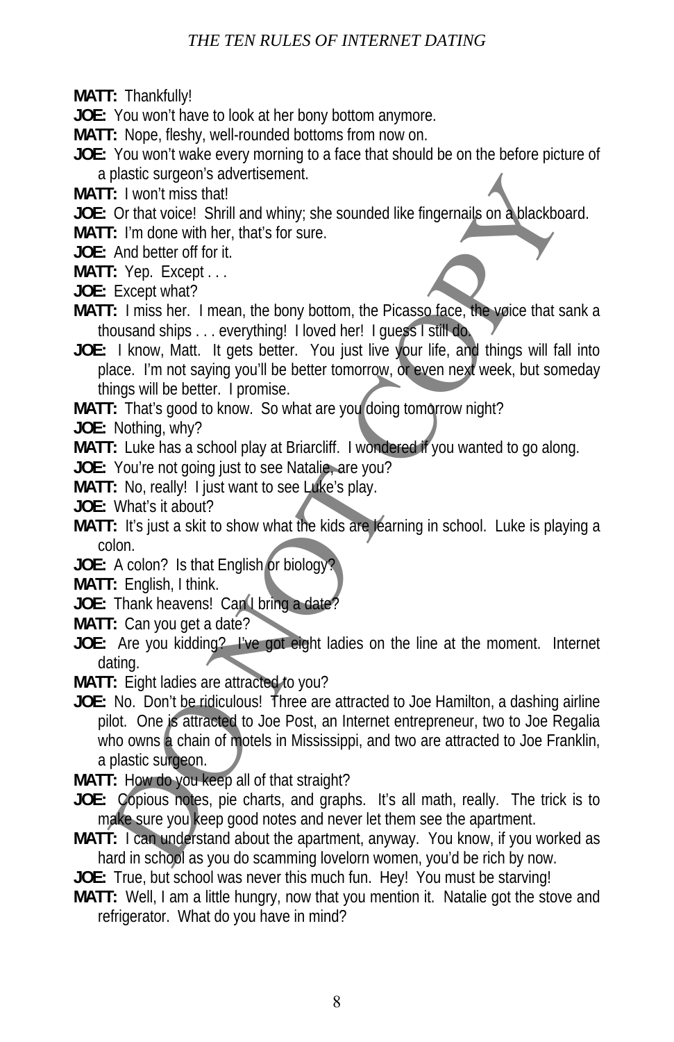**MATT:** Thankfully!

**JOE:** You won't have to look at her bony bottom anymore.

**MATT:** Nope, fleshy, well-rounded bottoms from now on.

**JOE:** You won't wake every morning to a face that should be on the before picture of a plastic surgeon's advertisement.

**MATT:** I won't miss that!

**JOE:** Or that voice! Shrill and whiny; she sounded like fingernails on a blackboard.

**MATT:** I'm done with her, that's for sure.

**JOE:** And better off for it.

**MATT:** Yep. Except . . .

**JOE:** Except what?

**MATT:** I miss her. I mean, the bony bottom, the Picasso face, the voice that sank a thousand ships . . . everything! I loved her! I guess I still do.

**JOE:** I know, Matt. It gets better. You just live your life, and things will fall into place. I'm not saying you'll be better tomorrow, or even next week, but someday things will be better. I promise.

**MATT:** That's good to know. So what are you doing tomorrow night?

**JOE:** Nothing, why?

**MATT:** Luke has a school play at Briarcliff. I wondered if you wanted to go along.

**JOE:** You're not going just to see Natalie, are you?

**MATT:** No, really! I just want to see Luke's play.

**JOE:** What's it about?

**MATT:** It's just a skit to show what the kids are learning in school. Luke is playing a colon.

**JOE:** A colon? Is that English or biology?

**MATT:** English, I think.

**JOE:** Thank heavens! Can I bring a date?

**MATT:** Can you get a date?

**JOE:** Are you kidding? I've got eight ladies on the line at the moment. Internet dating.

**MATT:** Eight ladies are attracted to you?

**JOE:** No. Don't be ridiculous! Three are attracted to Joe Hamilton, a dashing airline pilot. One is attracted to Joe Post, an Internet entrepreneur, two to Joe Regalia who owns a chain of motels in Mississippi, and two are attracted to Joe Franklin, a plastic surgeon.

**MATT:** How do you keep all of that straight?

**JOE:** Copious notes, pie charts, and graphs. It's all math, really. The trick is to make sure you keep good notes and never let them see the apartment.

**MATT:** I can understand about the apartment, anyway. You know, if you worked as hard in school as you do scamming lovelorn women, you'd be rich by now.

**JOE:** True, but school was never this much fun. Hey! You must be starving!

**MATT:** Well, I am a little hungry, now that you mention it. Natalie got the stove and refrigerator. What do you have in mind?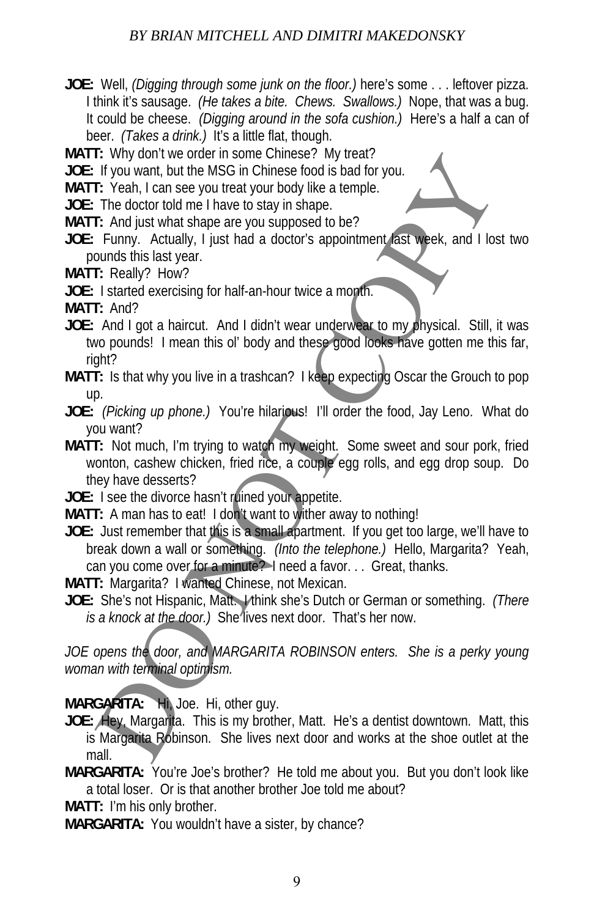**JOE:** Well, *(Digging through some junk on the floor.)* here's some . . . leftover pizza. I think it's sausage. *(He takes a bite. Chews. Swallows.)* Nope, that was a bug. It could be cheese. *(Digging around in the sofa cushion.)* Here's a half a can of beer. *(Takes a drink.)* It's a little flat, though.

**MATT:** Why don't we order in some Chinese? My treat?

**JOE:** If you want, but the MSG in Chinese food is bad for you.

**MATT:** Yeah, I can see you treat your body like a temple.

**JOE:** The doctor told me I have to stay in shape.

**MATT:** And just what shape are you supposed to be?

**JOE:** Funny. Actually, I just had a doctor's appointment last week, and I lost two pounds this last year.

**MATT:** Really? How?

**JOE:** I started exercising for half-an-hour twice a month.

**MATT:** And?

**JOE:** And I got a haircut. And I didn't wear underwear to my physical. Still, it was two pounds! I mean this ol' body and these good looks have gotten me this far, right?

**MATT:** Is that why you live in a trashcan? I keep expecting Oscar the Grouch to pop up.

**JOE:** *(Picking up phone.)* You're hilarious! I'll order the food, Jay Leno. What do you want?

**MATT:** Not much, I'm trying to watch my weight. Some sweet and sour pork, fried wonton, cashew chicken, fried rice, a couple egg rolls, and egg drop soup. Do they have desserts?

**JOE:** I see the divorce hasn't ruined your appetite.

**MATT:** A man has to eat! I don't want to wither away to nothing!

**JOE:** Just remember that this is a small apartment. If you get too large, we'll have to break down a wall or something. *(Into the telephone.)* Hello, Margarita? Yeah, can you come over for a minute? I need a favor. . . Great, thanks.

**MATT:** Margarita? I wanted Chinese, not Mexican.

**JOE:** She's not Hispanic, Matt. I think she's Dutch or German or something. *(There is a knock at the door.)* She lives next door. That's her now.

*JOE opens the door, and MARGARITA ROBINSON enters. She is a perky young woman with terminal optimism.*

**MARGARITA:** Hi, Joe. Hi, other guy.

**JOE:** Hey, Margarita. This is my brother, Matt. He's a dentist downtown. Matt, this is Margarita Robinson. She lives next door and works at the shoe outlet at the mall.

**MARGARITA:** You're Joe's brother? He told me about you. But you don't look like a total loser. Or is that another brother Joe told me about?

**MATT:** I'm his only brother.

**MARGARITA:** You wouldn't have a sister, by chance?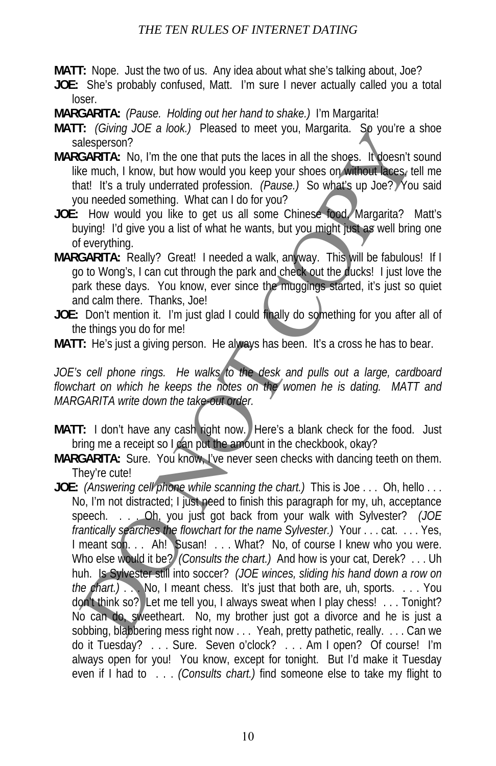**MATT:** Nope. Just the two of us. Any idea about what she's talking about, Joe?

**JOE:** She's probably confused, Matt. I'm sure I never actually called you a total loser.

**MARGARITA:** *(Pause. Holding out her hand to shake.)* I'm Margarita!

**MATT:** *(Giving JOE a look.)* Pleased to meet you, Margarita. So you're a shoe salesperson?

**MARGARITA:** No, I'm the one that puts the laces in all the shoes. It doesn't sound like much, I know, but how would you keep your shoes on without laces, tell me that! It's a truly underrated profession. *(Pause.)* So what's up Joe? You said you needed something. What can I do for you?

**JOE:** How would you like to get us all some Chinese food, Margarita? Matt's buying! I'd give you a list of what he wants, but you might just as well bring one of everything.

**MARGARITA:** Really? Great! I needed a walk, anyway. This will be fabulous! If I go to Wong's, I can cut through the park and check out the ducks! I just love the park these days. You know, ever since the muggings started, it's just so quiet and calm there. Thanks, Joe!

**JOE:** Don't mention it. I'm just glad I could finally do something for you after all of the things you do for me!

**MATT:** He's just a giving person. He always has been. It's a cross he has to bear.

*JOE's cell phone rings. He walks to the desk and pulls out a large, cardboard flowchart on which he keeps the notes on the women he is dating. MATT and MARGARITA write down the take-out order.*

**MATT:** I don't have any cash right now. Here's a blank check for the food. Just bring me a receipt so I can put the amount in the checkbook, okay?

**MARGARITA:** Sure. You know, I've never seen checks with dancing teeth on them. They're cute!

**JOE:** *(Answering cell phone while scanning the chart.)* This is Joe . . . Oh, hello . . . No, I'm not distracted; I just need to finish this paragraph for my, uh, acceptance speech. . . . Oh, you just got back from your walk with Sylvester? *(JOE frantically searches the flowchart for the name Sylvester.)* Your . . . cat. . . . Yes, I meant son. . . Ah! Susan! . . . What? No, of course I knew who you were. Who else would it be? *(Consults the chart.)* And how is your cat, Derek? . . . Uh huh. Is Sylvester still into soccer? *(JOE winces, sliding his hand down a row on the chart.)* . . . No, I meant chess. It's just that both are, uh, sports. . . . You don't think so? Let me tell you, I always sweat when I play chess! . . . Tonight? No can do, sweetheart. No, my brother just got a divorce and he is just a sobbing, blabbering mess right now . . . Yeah, pretty pathetic, really. . . . Can we do it Tuesday? . . . Sure. Seven o'clock? . . . Am I open? Of course! I'm always open for you! You know, except for tonight. But I'd make it Tuesday even if I had to . . . *(Consults chart.)* find someone else to take my flight to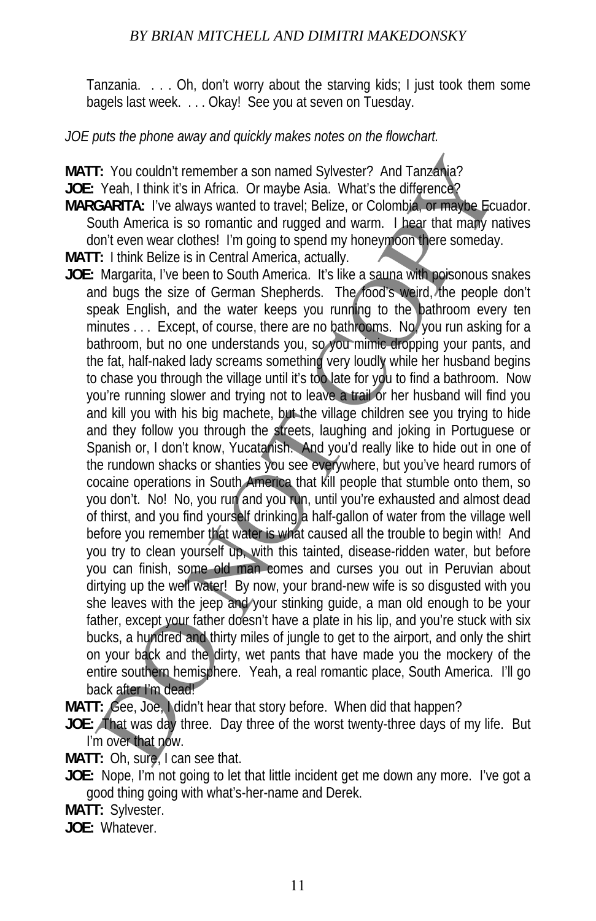Tanzania. . . . Oh, don't worry about the starving kids; I just took them some bagels last week. . . . Okay! See you at seven on Tuesday.

*JOE puts the phone away and quickly makes notes on the flowchart.*

**MATT:** You couldn't remember a son named Sylvester? And Tanzania?

**JOE:** Yeah, I think it's in Africa. Or maybe Asia. What's the difference?

**MARGARITA:** I've always wanted to travel; Belize, or Colombia, or maybe Ecuador. South America is so romantic and rugged and warm. I hear that many natives don't even wear clothes! I'm going to spend my honeymoon there someday.

**MATT:** I think Belize is in Central America, actually.

**JOE:** Margarita, I've been to South America. It's like a sauna with poisonous snakes and bugs the size of German Shepherds. The food's weird, the people don't speak English, and the water keeps you running to the bathroom every ten minutes . . . Except, of course, there are no bathrooms. No, you run asking for a bathroom, but no one understands you, so you mimic dropping your pants, and the fat, half-naked lady screams something very loudly while her husband begins to chase you through the village until it's too late for you to find a bathroom. Now you're running slower and trying not to leave a trail or her husband will find you and kill you with his big machete, but the village children see you trying to hide and they follow you through the streets, laughing and joking in Portuguese or Spanish or, I don't know, Yucatanish. And you'd really like to hide out in one of the rundown shacks or shanties you see everywhere, but you've heard rumors of cocaine operations in South America that kill people that stumble onto them, so you don't. No! No, you run and you run, until you're exhausted and almost dead of thirst, and you find yourself drinking a half-gallon of water from the village well before you remember that water is what caused all the trouble to begin with! And you try to clean yourself up, with this tainted, disease-ridden water, but before you can finish, some old man comes and curses you out in Peruvian about dirtying up the well water! By now, your brand-new wife is so disgusted with you she leaves with the jeep and your stinking guide, a man old enough to be your father, except your father doesn't have a plate in his lip, and you're stuck with six bucks, a hundred and thirty miles of jungle to get to the airport, and only the shirt on your back and the dirty, wet pants that have made you the mockery of the entire southern hemisphere. Yeah, a real romantic place, South America. I'll go back after I'm dead!

**MATT:** Gee, Joe, I didn't hear that story before. When did that happen?

**JOE:** That was day three. Day three of the worst twenty-three days of my life. But I'm over that now.

**MATT:** Oh, sure, I can see that.

**JOE:** Nope, I'm not going to let that little incident get me down any more. I've got a good thing going with what's-her-name and Derek.

**MATT:** Sylvester.

**JOE:** Whatever.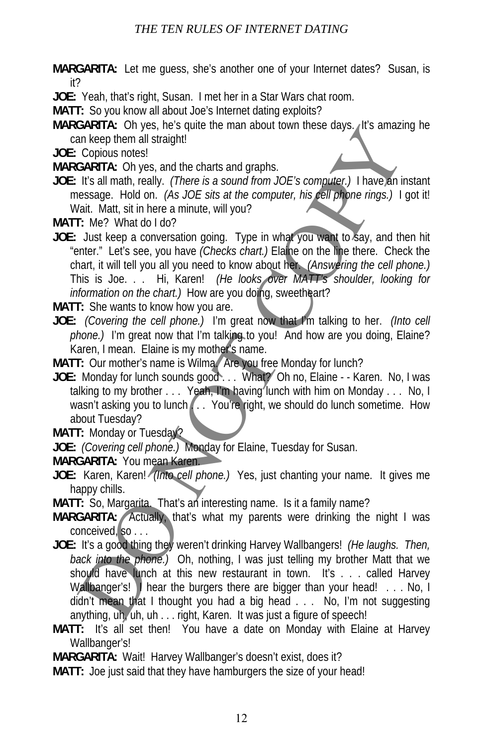**MARGARITA:** Let me guess, she's another one of your Internet dates? Susan, is it?

**JOE:** Yeah, that's right, Susan. I met her in a Star Wars chat room.

**MATT:** So you know all about Joe's Internet dating exploits?

**MARGARITA:** Oh yes, he's quite the man about town these days. It's amazing he can keep them all straight!

**JOE:** Copious notes!

**MARGARITA:** Oh yes, and the charts and graphs.

**JOE:** It's all math, really. *(There is a sound from JOE's computer.)* I have an instant message. Hold on. *(As JOE sits at the computer, his cell phone rings.)* I got it! Wait. Matt, sit in here a minute, will you?

**MATT:** Me? What do I do?

**JOE:** Just keep a conversation going. Type in what you want to say, and then hit "enter." Let's see, you have *(Checks chart.)* Elaine on the line there. Check the chart, it will tell you all you need to know about her. *(Answering the cell phone.)* This is Joe. . . Hi, Karen! *(He looks over MATT's shoulder, looking for information on the chart.)* How are you doing, sweetheart?

**MATT:** She wants to know how you are.

**JOE:** *(Covering the cell phone.)* I'm great now that I'm talking to her. *(Into cell phone.)* I'm great now that I'm talking to you! And how are you doing, Elaine? Karen, I mean. Elaine is my mother's name.

**MATT:** Our mother's name is Wilma. Are you free Monday for lunch?

**JOE:** Monday for lunch sounds good . . . What? Oh no, Elaine - - Karen. No, I was talking to my brother . . . Yeah, I'm having lunch with him on Monday . . . No, I wasn't asking you to lunch . . . You're right, we should do lunch sometime. How about Tuesday?

**MATT:** Monday or Tuesday?

**JOE:** *(Covering cell phone.)* Monday for Elaine, Tuesday for Susan.

**MARGARITA:** You mean Karen.

**JOE:** Karen, Karen! *(Into cell phone.)* Yes, just chanting your name. It gives me happy chills.

**MATT:** So, Margarita. That's an interesting name. Is it a family name?

**MARGARITA:** Actually, that's what my parents were drinking the night I was conceived, so . . .

**JOE:** It's a good thing they weren't drinking Harvey Wallbangers! *(He laughs. Then, back into the phone.)* Oh, nothing, I was just telling my brother Matt that we should have lunch at this new restaurant in town. It's . . . called Harvey Wallbanger's! I hear the burgers there are bigger than your head! . . . No, I didn't mean that I thought you had a big head . . . No, I'm not suggesting anything, uh, uh, uh . . . right, Karen. It was just a figure of speech!

**MATT:** It's all set then! You have a date on Monday with Elaine at Harvey Wallbanger's!

**MARGARITA:** Wait! Harvey Wallbanger's doesn't exist, does it?

**MATT:** Joe just said that they have hamburgers the size of your head!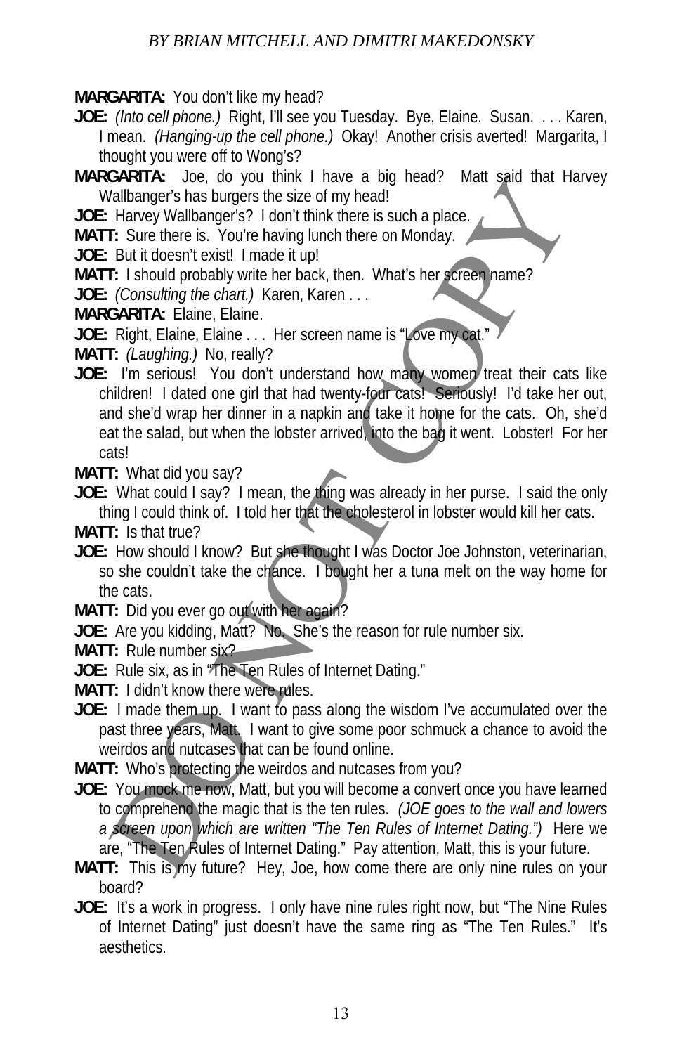**MARGARITA:** You don't like my head?

**JOE:** *(Into cell phone.)* Right, I'll see you Tuesday. Bye, Elaine. Susan. . . . Karen, I mean. *(Hanging-up the cell phone.)* Okay! Another crisis averted! Margarita, I thought you were off to Wong's?

**MARGARITA:** Joe, do you think I have a big head? Matt said that Harvey Wallbanger's has burgers the size of my head!

**JOE:** Harvey Wallbanger's? I don't think there is such a place.

**MATT:** Sure there is. You're having lunch there on Monday.

**JOE:** But it doesn't exist! I made it up!

**MATT:** I should probably write her back, then. What's her screen name?

**JOE:** *(Consulting the chart.)* Karen, Karen . . .

**MARGARITA:** Elaine, Elaine.

**JOE:** Right, Elaine, Elaine . . . Her screen name is "Love my cat."

**MATT:** *(Laughing.)* No, really?

**JOE:** I'm serious! You don't understand how many women treat their cats like children! I dated one girl that had twenty-four cats! Seriously! I'd take her out, and she'd wrap her dinner in a napkin and take it home for the cats. Oh, she'd eat the salad, but when the lobster arrived, into the bag it went. Lobster! For her cats!

**MATT:** What did you say?

**JOE:** What could I say? I mean, the thing was already in her purse. I said the only thing I could think of. I told her that the cholesterol in lobster would kill her cats.

**MATT:** Is that true?

**JOE:** How should I know? But she thought I was Doctor Joe Johnston, veterinarian, so she couldn't take the chance. I bought her a tuna melt on the way home for the cats.

**MATT:** Did you ever go out with her again?

**JOE:** Are you kidding, Matt? No. She's the reason for rule number six.

**MATT:** Rule number six?

**JOE:** Rule six, as in "The Ten Rules of Internet Dating."

**MATT:** I didn't know there were rules.

**JOE:** I made them up. I want to pass along the wisdom I've accumulated over the past three years, Matt. I want to give some poor schmuck a chance to avoid the weirdos and nutcases that can be found online.

**MATT:** Who's protecting the weirdos and nutcases from you?

**JOE:** You mock me now, Matt, but you will become a convert once you have learned to comprehend the magic that is the ten rules. *(JOE goes to the wall and lowers a screen upon which are written "The Ten Rules of Internet Dating.")* Here we are, "The Ten Rules of Internet Dating." Pay attention, Matt, this is your future.

**MATT:** This is my future? Hey, Joe, how come there are only nine rules on your board?

**JOE:** It's a work in progress. I only have nine rules right now, but "The Nine Rules of Internet Dating" just doesn't have the same ring as "The Ten Rules." It's aesthetics.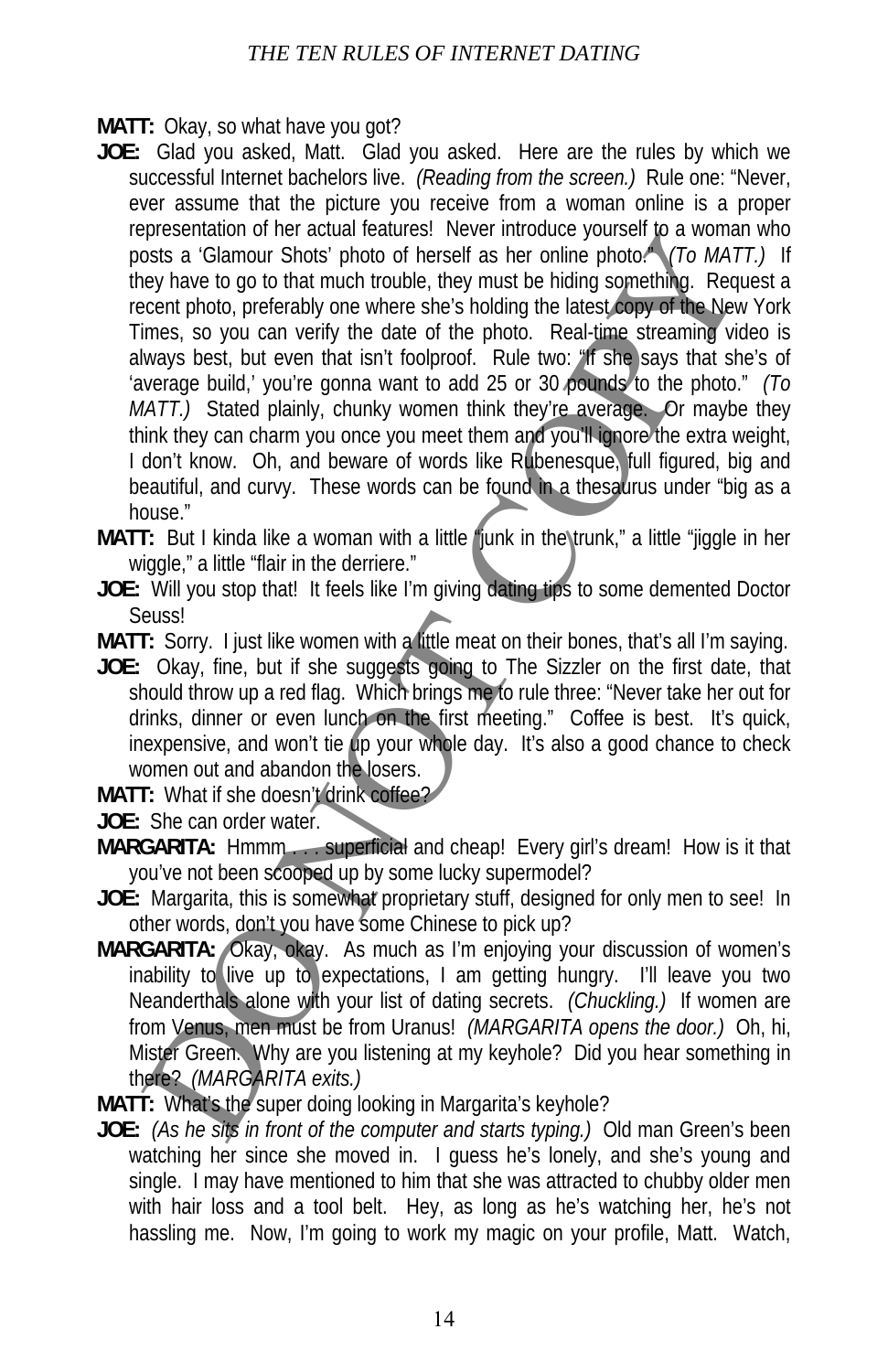**MATT:** Okay, so what have you got?

**JOE:** Glad you asked, Matt. Glad you asked. Here are the rules by which we successful Internet bachelors live. *(Reading from the screen.)* Rule one: "Never, ever assume that the picture you receive from a woman online is a proper representation of her actual features! Never introduce yourself to a woman who posts a 'Glamour Shots' photo of herself as her online photo." *(To MATT.)* If they have to go to that much trouble, they must be hiding something. Request a recent photo, preferably one where she's holding the latest copy of the New York Times, so you can verify the date of the photo. Real-time streaming video is always best, but even that isn't foolproof. Rule two: "If she says that she's of 'average build,' you're gonna want to add 25 or 30 pounds to the photo." *(To MATT.)* Stated plainly, chunky women think they're average. Or maybe they think they can charm you once you meet them and you'll ignore the extra weight, I don't know. Oh, and beware of words like Rubenesque, full figured, big and beautiful, and curvy. These words can be found in a thesaurus under "big as a house."

**MATT:** But I kinda like a woman with a little "junk in the trunk," a little "jiggle in her wiggle," a little "flair in the derriere."

**JOE:** Will you stop that! It feels like I'm giving dating tips to some demented Doctor Seuss!

**MATT:** Sorry. I just like women with a little meat on their bones, that's all I'm saying.

**JOE:** Okay, fine, but if she suggests going to The Sizzler on the first date, that should throw up a red flag. Which brings me to rule three: "Never take her out for drinks, dinner or even lunch on the first meeting." Coffee is best. It's quick, inexpensive, and won't tie up your whole day. It's also a good chance to check women out and abandon the losers.

**MATT:** What if she doesn't drink coffee?

**JOE:** She can order water.

**MARGARITA:** Hmmm . . . superficial and cheap! Every girl's dream! How is it that you've not been scooped up by some lucky supermodel?

**JOE:** Margarita, this is somewhat proprietary stuff, designed for only men to see! In other words, don't you have some Chinese to pick up?

**MARGARITA:** Okay, okay. As much as I'm enjoying your discussion of women's inability to live up to expectations, I am getting hungry. I'll leave you two Neanderthals alone with your list of dating secrets. *(Chuckling.)* If women are from Venus, men must be from Uranus! *(MARGARITA opens the door.)* Oh, hi, Mister Green. Why are you listening at my keyhole? Did you hear something in there? *(MARGARITA exits.)*

**MATT:** What's the super doing looking in Margarita's keyhole?

**JOE:** *(As he sits in front of the computer and starts typing.)* Old man Green's been watching her since she moved in. I guess he's lonely, and she's young and single. I may have mentioned to him that she was attracted to chubby older men with hair loss and a tool belt. Hey, as long as he's watching her, he's not hassling me. Now, I'm going to work my magic on your profile, Matt. Watch,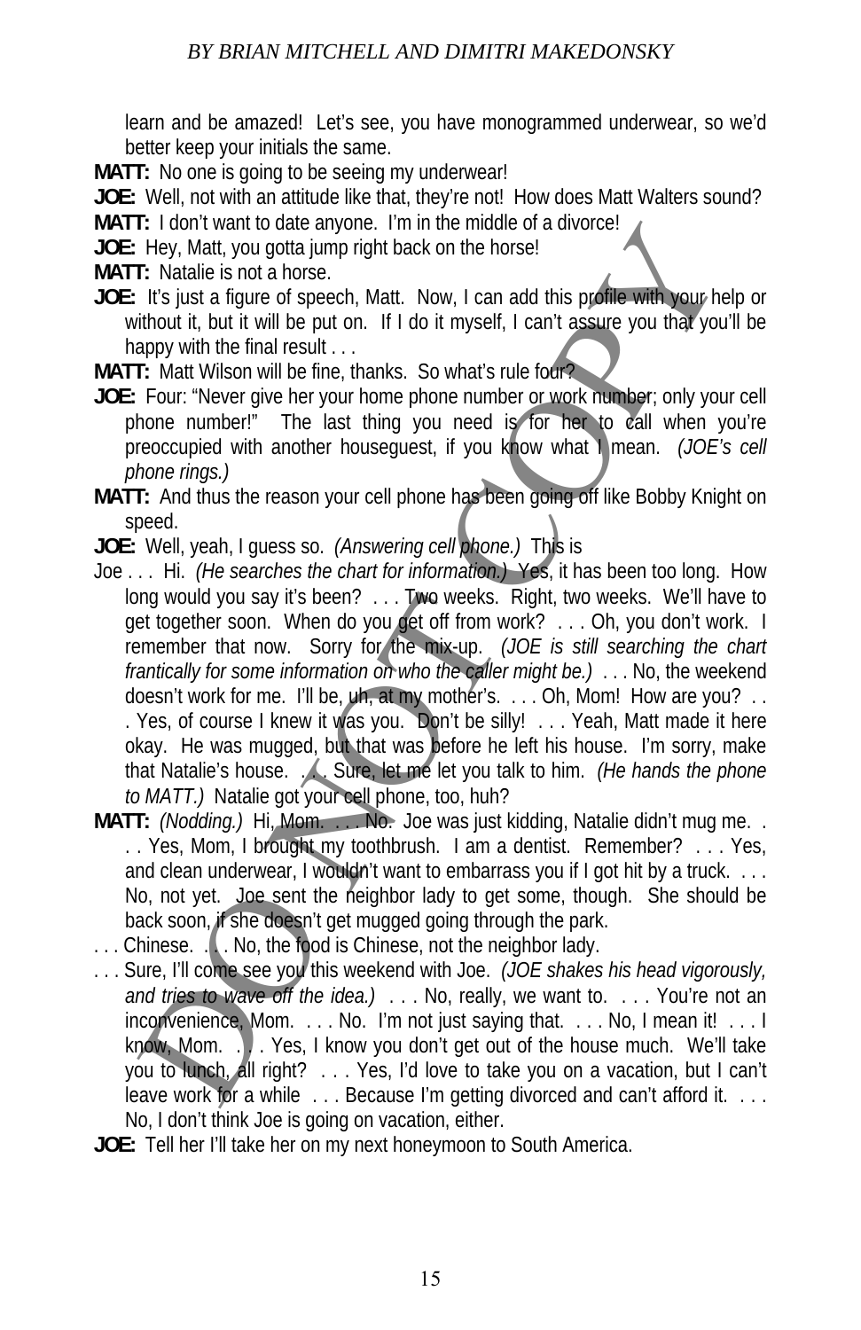learn and be amazed! Let's see, you have monogrammed underwear, so we'd better keep your initials the same.

**MATT:** No one is going to be seeing my underwear!

**JOE:** Well, not with an attitude like that, they're not! How does Matt Walters sound?

**MATT:** I don't want to date anyone. I'm in the middle of a divorce!

**JOE:** Hey, Matt, you gotta jump right back on the horse!

**MATT:** Natalie is not a horse.

**JOE:** It's just a figure of speech, Matt. Now, I can add this profile with your help or without it, but it will be put on. If I do it myself, I can't assure you that you'll be happy with the final result . . .

**MATT:** Matt Wilson will be fine, thanks. So what's rule four?

**JOE:** Four: "Never give her your home phone number or work number; only your cell phone number!" The last thing you need is for her to call when you're preoccupied with another houseguest, if you know what I mean. *(JOE's cell phone rings.)*

**MATT:** And thus the reason your cell phone has been going off like Bobby Knight on speed.

**JOE:** Well, yeah, I guess so. *(Answering cell phone.)* This is

Joe . . . Hi. *(He searches the chart for information.)* Yes, it has been too long. How long would you say it's been? . . . Two weeks. Right, two weeks. We'll have to get together soon. When do you get off from work? . . . Oh, you don't work. I remember that now. Sorry for the mix-up. *(JOE is still searching the chart frantically for some information on who the caller might be.)* . . . No, the weekend doesn't work for me. I'll be, uh, at my mother's. . . . Oh, Mom! How are you? . . . Yes, of course I knew it was you. Don't be silly! . . . Yeah, Matt made it here okay. He was mugged, but that was before he left his house. I'm sorry, make that Natalie's house. . . . Sure, let me let you talk to him. *(He hands the phone to MATT.)* Natalie got your cell phone, too, huh?

**MATT:** *(Nodding.)* Hi, Mom. . . . No. Joe was just kidding, Natalie didn't mug me. . . . Yes, Mom, I brought my toothbrush. I am a dentist. Remember? . . . Yes, and clean underwear, I wouldn't want to embarrass you if I got hit by a truck. . . . No, not yet. Joe sent the neighbor lady to get some, though. She should be back soon, if she doesn't get mugged going through the park.

. . . Chinese. . . . No, the food is Chinese, not the neighbor lady.

. . . Sure, I'll come see you this weekend with Joe. *(JOE shakes his head vigorously, and tries to wave off the idea.)* . . . No, really, we want to. . . . You're not an inconvenience, Mom. . . . No. I'm not just saying that. . . . No, I mean it! . . . I know, Mom. . . . Yes, I know you don't get out of the house much. We'll take you to lunch, all right? . . . Yes, I'd love to take you on a vacation, but I can't leave work for a while . . . Because I'm getting divorced and can't afford it. . . . No, I don't think Joe is going on vacation, either.

**JOE:** Tell her I'll take her on my next honeymoon to South America.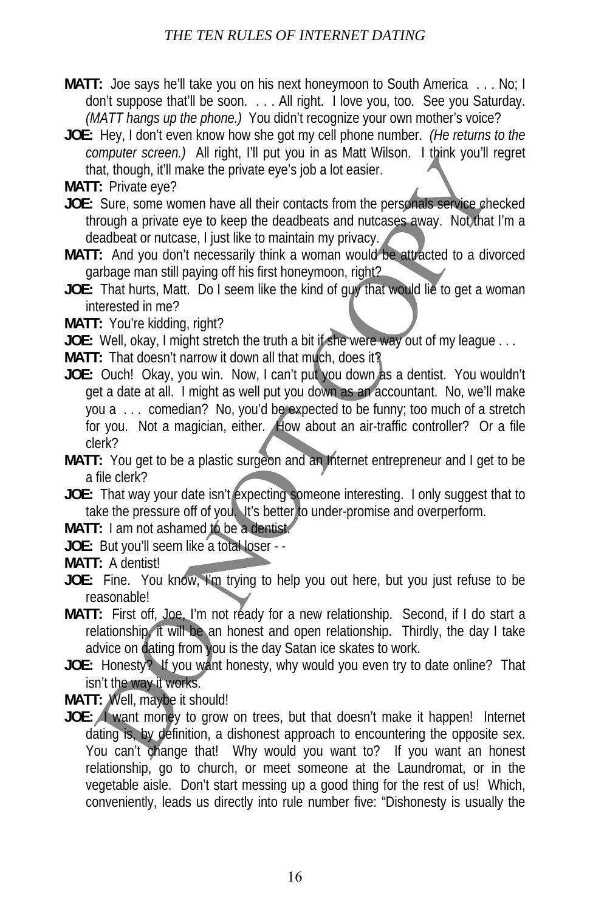**MATT:** Joe says he'll take you on his next honeymoon to South America . . . No; I don't suppose that'll be soon. . . . All right. I love you, too. See you Saturday. *(MATT hangs up the phone.)* You didn't recognize your own mother's voice?

**JOE:** Hey, I don't even know how she got my cell phone number. *(He returns to the computer screen.)* All right, I'll put you in as Matt Wilson. I think you'll regret that, though, it'll make the private eye's job a lot easier.

**MATT:** Private eye?

**JOE:** Sure, some women have all their contacts from the personals service checked through a private eye to keep the deadbeats and nutcases away. Not that I'm a deadbeat or nutcase, I just like to maintain my privacy.

**MATT:** And you don't necessarily think a woman would be attracted to a divorced garbage man still paying off his first honeymoon, right?

**JOE:** That hurts, Matt. Do I seem like the kind of guy that would lie to get a woman interested in me?

**MATT:** You're kidding, right?

**JOE:** Well, okay, I might stretch the truth a bit if she were way out of my league . . .

**MATT:** That doesn't narrow it down all that much, does it?

**JOE:** Ouch! Okay, you win. Now, I can't put you down as a dentist. You wouldn't get a date at all. I might as well put you down as an accountant. No, we'll make you a . . . comedian? No, you'd be expected to be funny; too much of a stretch for you. Not a magician, either. How about an air-traffic controller? Or a file clerk?

**MATT:** You get to be a plastic surgeon and an Internet entrepreneur and I get to be a file clerk?

**JOE:** That way your date isn't expecting someone interesting. I only suggest that to take the pressure off of you. It's better to under-promise and overperform.

**MATT:** I am not ashamed to be a dentist.

**JOE:** But you'll seem like a total loser - -

**MATT:** A dentist!

**JOE:** Fine. You know, I'm trying to help you out here, but you just refuse to be reasonable!

**MATT:** First off, Joe, I'm not ready for a new relationship. Second, if I do start a relationship, it will be an honest and open relationship. Thirdly, the day I take advice on dating from you is the day Satan ice skates to work.

**JOE:** Honesty? If you want honesty, why would you even try to date online? That isn't the way it works.

**MATT:** Well, maybe it should!

**JOE:** I want money to grow on trees, but that doesn't make it happen! Internet dating is, by definition, a dishonest approach to encountering the opposite sex. You can't change that! Why would you want to? If you want an honest relationship, go to church, or meet someone at the Laundromat, or in the vegetable aisle. Don't start messing up a good thing for the rest of us! Which, conveniently, leads us directly into rule number five: "Dishonesty is usually the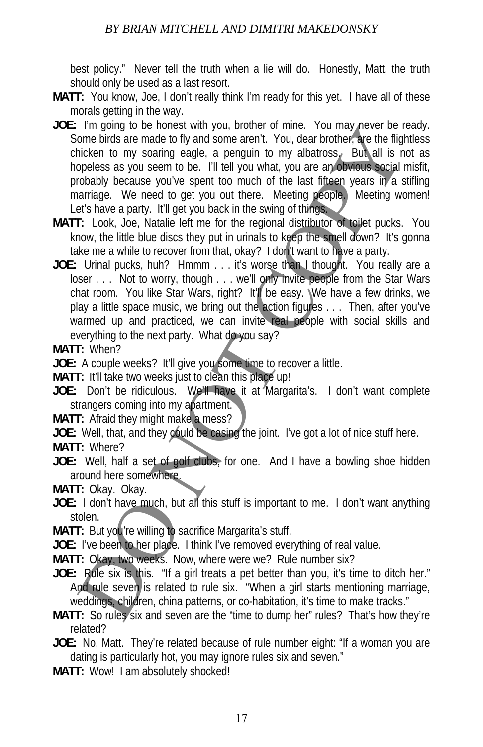best policy." Never tell the truth when a lie will do. Honestly, Matt, the truth should only be used as a last resort.

**MATT:** You know, Joe, I don't really think I'm ready for this yet. I have all of these morals getting in the way.

**JOE:** I'm going to be honest with you, brother of mine. You may never be ready. Some birds are made to fly and some aren't. You, dear brother, are the flightless chicken to my soaring eagle, a penguin to my albatross. But all is not as hopeless as you seem to be. I'll tell you what, you are an obvious social misfit, probably because you've spent too much of the last fifteen years in a stifling marriage. We need to get you out there. Meeting people. Meeting women! Let's have a party. It'll get you back in the swing of things.

**MATT:** Look, Joe, Natalie left me for the regional distributor of toilet pucks. You know, the little blue discs they put in urinals to keep the smell down? It's gonna take me a while to recover from that, okay? I don't want to have a party.

**JOE:** Urinal pucks, huh? Hmmm . . . it's worse than I thought. You really are a loser . . . Not to worry, though . . . we'll only invite people from the Star Wars chat room. You like Star Wars, right? It'll be easy. We have a few drinks, we play a little space music, we bring out the action figures . . . Then, after you've warmed up and practiced, we can invite real people with social skills and everything to the next party. What do you say?

**MATT:** When?

**JOE:** A couple weeks? It'll give you some time to recover a little.

**MATT:** It'll take two weeks just to clean this place up!

**JOE:** Don't be ridiculous. We'll have it at Margarita's. I don't want complete strangers coming into my apartment.

**MATT:** Afraid they might make a mess?

**JOE:** Well, that, and they could be casing the joint. I've got a lot of nice stuff here.

**MATT:** Where?

**JOE:** Well, half a set of golf clubs, for one. And I have a bowling shoe hidden around here somewhere.

**MATT:** Okay. Okay.

**JOE:** I don't have much, but all this stuff is important to me. I don't want anything stolen.

**MATT:** But you're willing to sacrifice Margarita's stuff.

**JOE:** I've been to her place. I think I've removed everything of real value.

**MATT:** Okay, two weeks. Now, where were we? Rule number six?

**JOE:** Rule six is this. "If a girl treats a pet better than you, it's time to ditch her." And rule seven is related to rule six. "When a girl starts mentioning marriage, weddings, children, china patterns, or co-habitation, it's time to make tracks."

**MATT:** So rules six and seven are the "time to dump her" rules? That's how they're related?

**JOE:** No, Matt. They're related because of rule number eight: "If a woman you are dating is particularly hot, you may ignore rules six and seven."

**MATT:** Wow! I am absolutely shocked!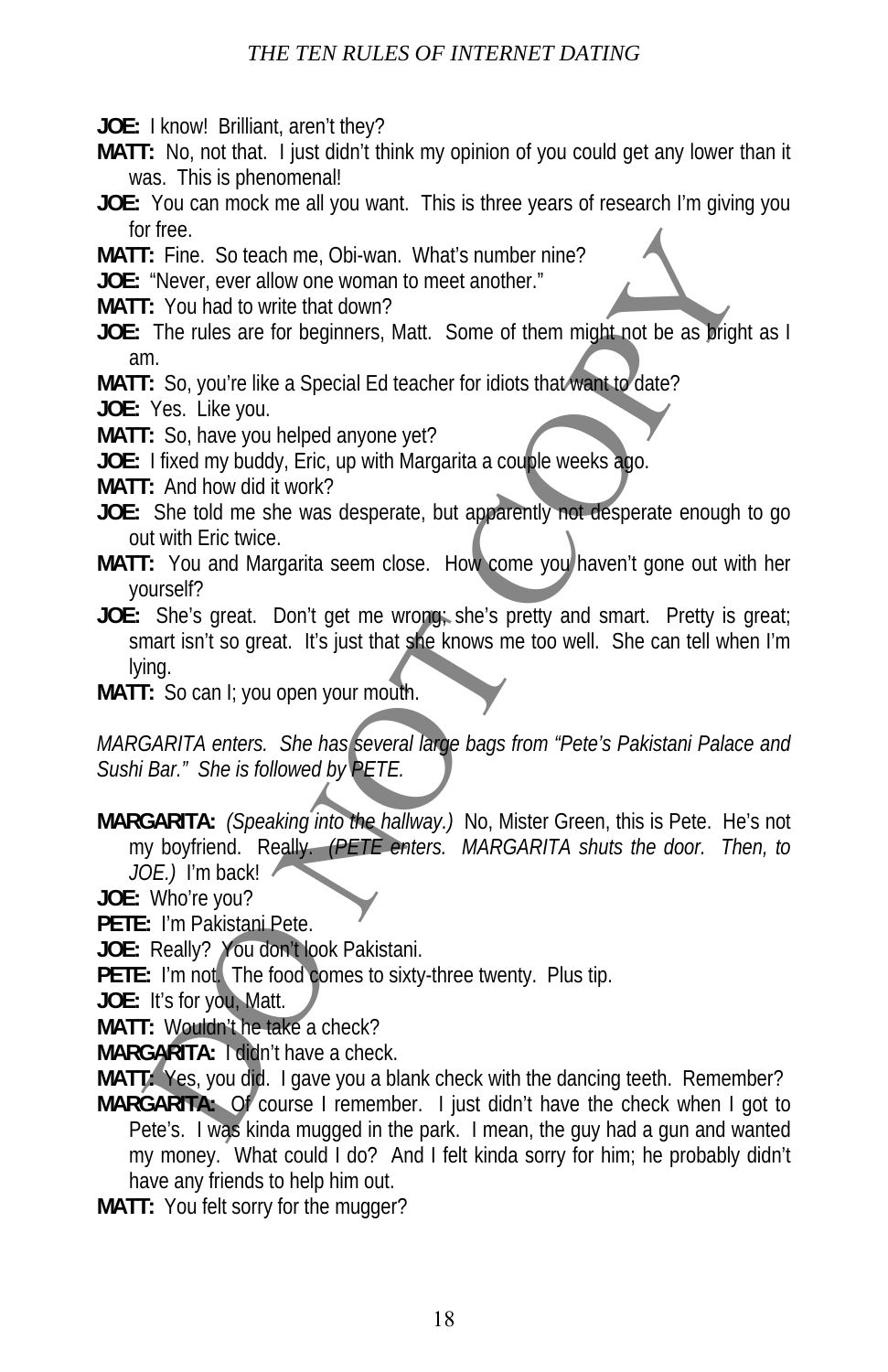**JOE:** I know! Brilliant, aren't they?

**MATT:** No, not that. I just didn't think my opinion of you could get any lower than it was. This is phenomenal!

**JOE:** You can mock me all you want. This is three years of research I'm giving you for free.

**MATT:** Fine. So teach me, Obi-wan. What's number nine?

**JOE:** "Never, ever allow one woman to meet another."

**MATT:** You had to write that down?

**JOE:** The rules are for beginners, Matt. Some of them might not be as bright as I am.

**MATT:** So, you're like a Special Ed teacher for idiots that want to date?

**JOE:** Yes. Like you.

**MATT:** So, have you helped anyone yet?

**JOE:** I fixed my buddy, Eric, up with Margarita a couple weeks ago.

**MATT:** And how did it work?

**JOE:** She told me she was desperate, but apparently not desperate enough to go out with Eric twice.

**MATT:** You and Margarita seem close. How come you haven't gone out with her yourself?

**JOE:** She's great. Don't get me wrong; she's pretty and smart. Pretty is great; smart isn't so great. It's just that she knows me too well. She can tell when I'm lying.

**MATT:** So can I; you open your mouth.

*MARGARITA enters. She has several large bags from "Pete's Pakistani Palace and Sushi Bar." She is followed by PETE.*

**MARGARITA:** *(Speaking into the hallway.)* No, Mister Green, this is Pete. He's not my boyfriend. Really. *(PETE enters. MARGARITA shuts the door. Then, to JOE.)* I'm back!

**JOE:** Who're you?

**PETE:** I'm Pakistani Pete.

**JOE:** Really? You don't look Pakistani.

**PETE:** I'm not. The food comes to sixty-three twenty. Plus tip.

**JOE:** It's for you, Matt.

**MATT:** Wouldn't he take a check?

**MARGARITA:** I didn't have a check.

**MATT:** Yes, you did. I gave you a blank check with the dancing teeth. Remember?

**MARGARITA:** Of course I remember. I just didn't have the check when I got to Pete's. I was kinda mugged in the park. I mean, the guy had a gun and wanted my money. What could I do? And I felt kinda sorry for him; he probably didn't have any friends to help him out.

**MATT:** You felt sorry for the mugger?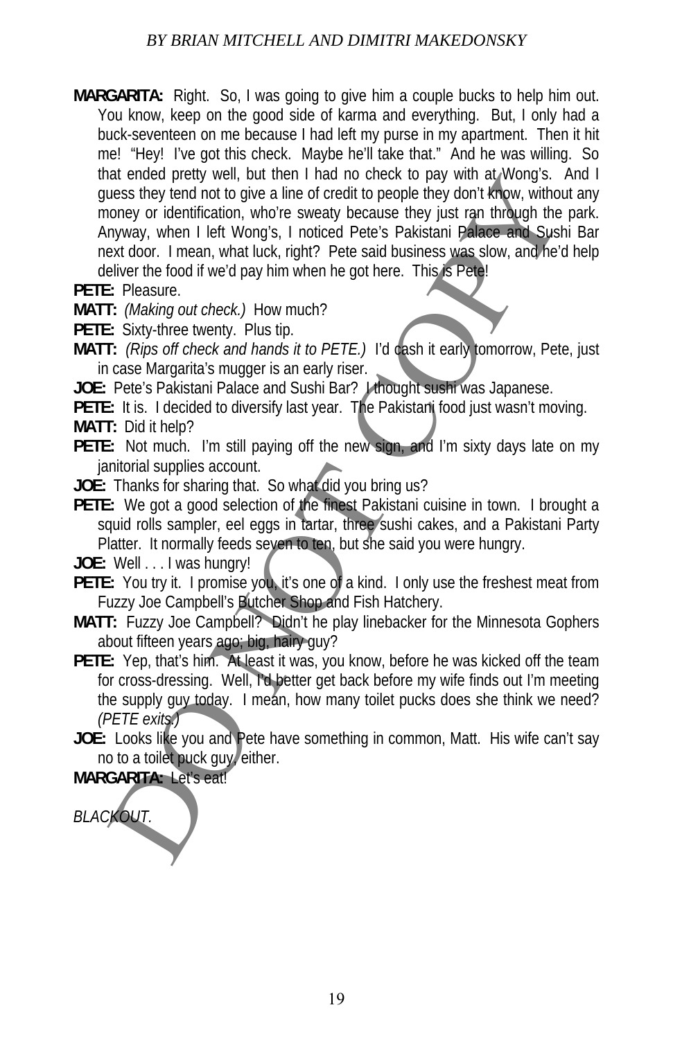**MARGARITA:** Right. So, I was going to give him a couple bucks to help him out. You know, keep on the good side of karma and everything. But, I only had a buck-seventeen on me because I had left my purse in my apartment. Then it hit me! "Hey! I've got this check. Maybe he'll take that." And he was willing. So that ended pretty well, but then I had no check to pay with at Wong's. And I guess they tend not to give a line of credit to people they don't know, without any money or identification, who're sweaty because they just ran through the park. Anyway, when I left Wong's, I noticed Pete's Pakistani Palace and Sushi Bar next door. I mean, what luck, right? Pete said business was slow, and he'd help deliver the food if we'd pay him when he got here. This is Pete!

**PETE:** Pleasure.

**MATT:** *(Making out check.)* How much?

**PETE:** Sixty-three twenty. Plus tip.

**MATT:** *(Rips off check and hands it to PETE.)* I'd cash it early tomorrow, Pete, just in case Margarita's mugger is an early riser.

**JOE:** Pete's Pakistani Palace and Sushi Bar? I thought sushi was Japanese.

**PETE:** It is. I decided to diversify last year. The Pakistani food just wasn't moving.

**MATT:** Did it help?

**PETE:** Not much. I'm still paying off the new sign, and I'm sixty days late on my janitorial supplies account.

**JOE:** Thanks for sharing that. So what did you bring us?

**PETE:** We got a good selection of the finest Pakistani cuisine in town. I brought a squid rolls sampler, eel eggs in tartar, three sushi cakes, and a Pakistani Party Platter. It normally feeds seven to ten, but she said you were hungry.

**JOE:** Well . . . I was hungry!

**PETE:** You try it. I promise you, it's one of a kind. I only use the freshest meat from Fuzzy Joe Campbell's Butcher Shop and Fish Hatchery.

**MATT:** Fuzzy Joe Campbell? Didn't he play linebacker for the Minnesota Gophers about fifteen years ago; big, hairy guy?

**PETE:** Yep, that's him. At least it was, you know, before he was kicked off the team for cross-dressing. Well, I'd better get back before my wife finds out I'm meeting the supply guy today. I mean, how many toilet pucks does she think we need? *(PETE exits.)*

**JOE:** Looks like you and Pete have something in common, Matt. His wife can't say no to a toilet puck guy, either.

**MARGARITA:** Let's eat!

*BLACKOUT.*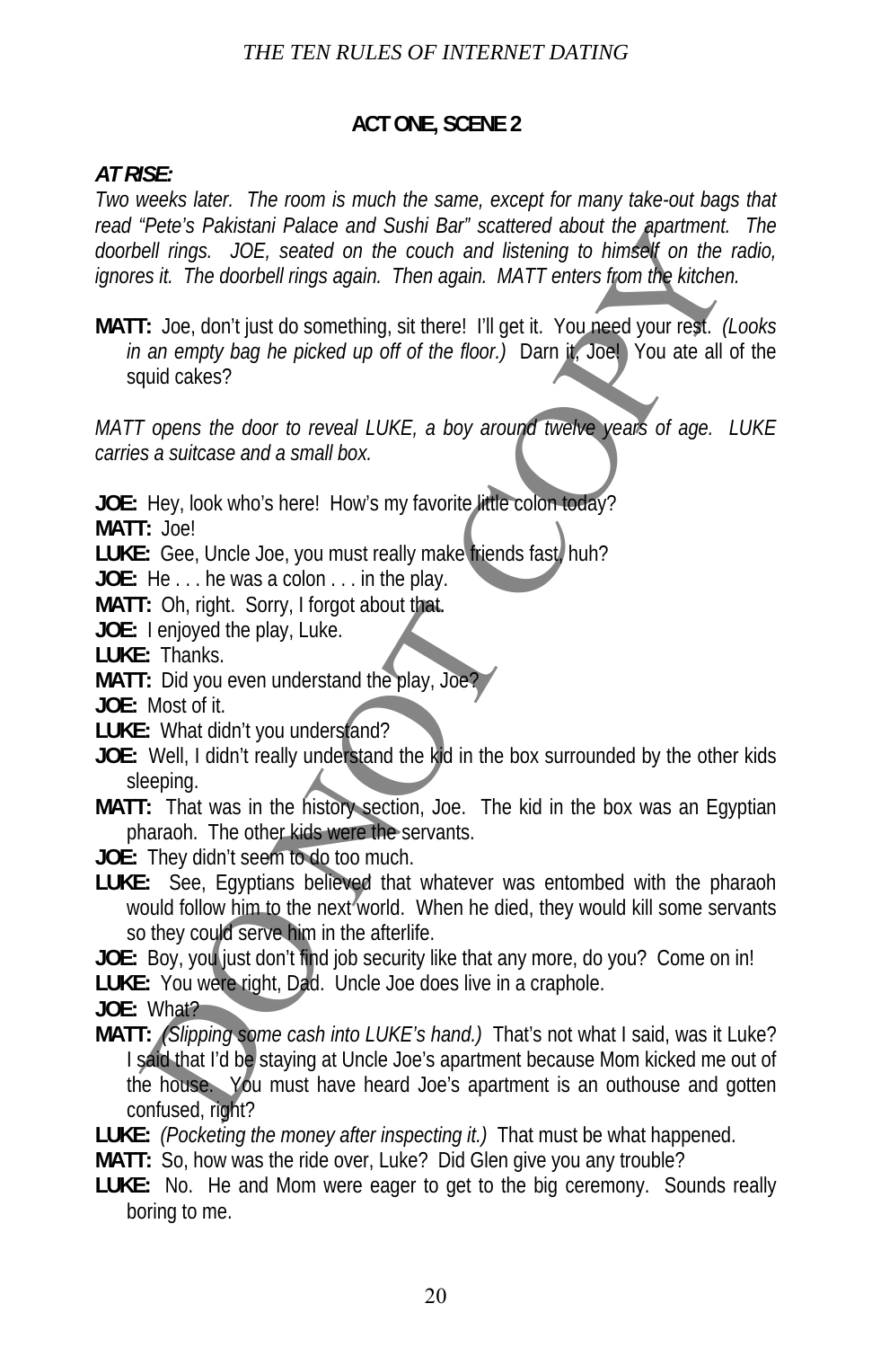**ACT ONE, SCENE 2**

***AT RISE:***
*Two weeks later. The room is much the same, except for many take-out bags that read "Pete's Pakistani Palace and Sushi Bar" scattered about the apartment. The doorbell rings. JOE, seated on the couch and listening to himself on the radio, ignores it. The doorbell rings again. Then again. MATT enters from the kitchen.*

**MATT:** Joe, don't just do something, sit there! I'll get it. You need your rest. *(Looks in an empty bag he picked up off of the floor.)* Darn it, Joe! You ate all of the squid cakes?

*MATT opens the door to reveal LUKE, a boy around twelve years of age. LUKE carries a suitcase and a small box.*

**JOE:** Hey, look who's here! How's my favorite little colon today?

**MATT:** Joe!

**LUKE:** Gee, Uncle Joe, you must really make friends fast, huh?

**JOE:** He . . . he was a colon . . . in the play.

**MATT:** Oh, right. Sorry, I forgot about that.

**JOE:** I enjoyed the play, Luke.

**LUKE:** Thanks.

**MATT:** Did you even understand the play, Joe?

**JOE:** Most of it.

**LUKE:** What didn't you understand?

**JOE:** Well, I didn't really understand the kid in the box surrounded by the other kids sleeping.

**MATT:** That was in the history section, Joe. The kid in the box was an Egyptian pharaoh. The other kids were the servants.

**JOE:** They didn't seem to do too much.

**LUKE:** See, Egyptians believed that whatever was entombed with the pharaoh would follow him to the next world. When he died, they would kill some servants so they could serve him in the afterlife.

**JOE:** Boy, you just don't find job security like that any more, do you? Come on in!

**LUKE:** You were right, Dad. Uncle Joe does live in a craphole.

**JOE:** What?

**MATT:** *(Slipping some cash into LUKE's hand.)* That's not what I said, was it Luke? I said that I'd be staying at Uncle Joe's apartment because Mom kicked me out of the house. You must have heard Joe's apartment is an outhouse and gotten confused, right?

**LUKE:** *(Pocketing the money after inspecting it.)* That must be what happened.

**MATT:** So, how was the ride over, Luke? Did Glen give you any trouble?

**LUKE:** No. He and Mom were eager to get to the big ceremony. Sounds really boring to me.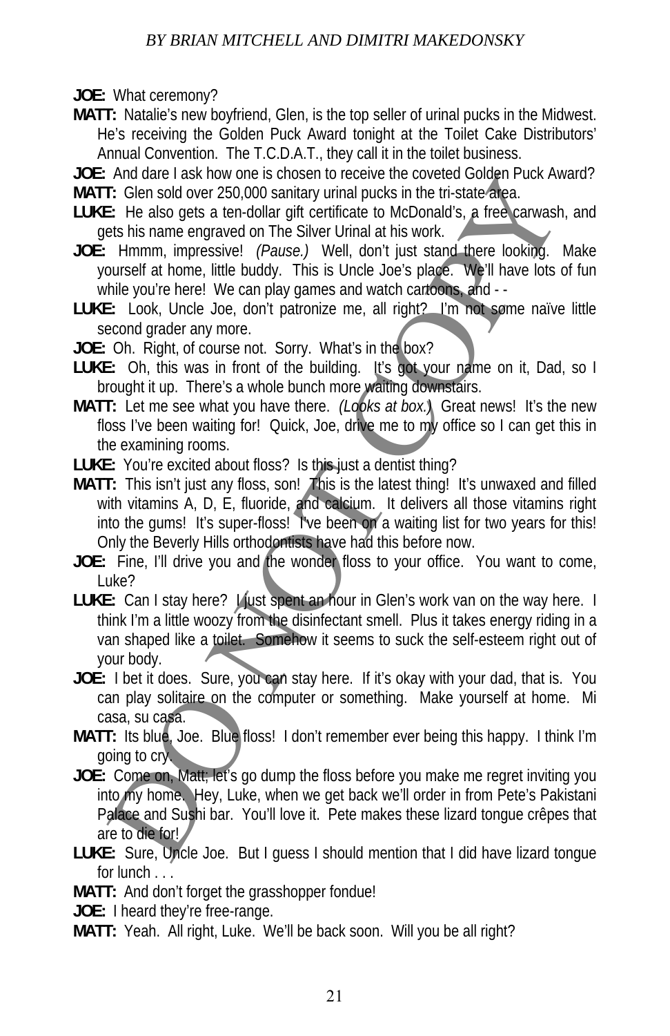**JOE:** What ceremony?

**MATT:** Natalie's new boyfriend, Glen, is the top seller of urinal pucks in the Midwest. He's receiving the Golden Puck Award tonight at the Toilet Cake Distributors' Annual Convention. The T.C.D.A.T., they call it in the toilet business.

**JOE:** And dare I ask how one is chosen to receive the coveted Golden Puck Award?

**MATT:** Glen sold over 250,000 sanitary urinal pucks in the tri-state area.

**LUKE:** He also gets a ten-dollar gift certificate to McDonald's, a free carwash, and gets his name engraved on The Silver Urinal at his work.

**JOE:** Hmmm, impressive! *(Pause.)* Well, don't just stand there looking. Make yourself at home, little buddy. This is Uncle Joe's place. We'll have lots of fun while you're here! We can play games and watch cartoons, and - -

**LUKE:** Look, Uncle Joe, don't patronize me, all right? I'm not some naïve little second grader any more.

**JOE:** Oh. Right, of course not. Sorry. What's in the box?

**LUKE:** Oh, this was in front of the building. It's got your name on it, Dad, so I brought it up. There's a whole bunch more waiting downstairs.

**MATT:** Let me see what you have there. *(Looks at box.)* Great news! It's the new floss I've been waiting for! Quick, Joe, drive me to my office so I can get this in the examining rooms.

**LUKE:** You're excited about floss? Is this just a dentist thing?

**MATT:** This isn't just any floss, son! This is the latest thing! It's unwaxed and filled with vitamins A, D, E, fluoride, and calcium. It delivers all those vitamins right into the gums! It's super-floss! I've been on a waiting list for two years for this! Only the Beverly Hills orthodontists have had this before now.

**JOE:** Fine, I'll drive you and the wonder floss to your office. You want to come, Luke?

**LUKE:** Can I stay here? I just spent an hour in Glen's work van on the way here. I think I'm a little woozy from the disinfectant smell. Plus it takes energy riding in a van shaped like a toilet. Somehow it seems to suck the self-esteem right out of your body.

**JOE:** I bet it does. Sure, you can stay here. If it's okay with your dad, that is. You can play solitaire on the computer or something. Make yourself at home. Mi casa, su casa.

**MATT:** Its blue, Joe. Blue floss! I don't remember ever being this happy. I think I'm going to cry.

**JOE:** Come on, Matt, let's go dump the floss before you make me regret inviting you into my home. Hey, Luke, when we get back we'll order in from Pete's Pakistani Palace and Sushi bar. You'll love it. Pete makes these lizard tongue crêpes that are to die for!

**LUKE:** Sure, Uncle Joe. But I guess I should mention that I did have lizard tongue for lunch . . .

**MATT:** And don't forget the grasshopper fondue!

**JOE:** I heard they're free-range.

**MATT:** Yeah. All right, Luke. We'll be back soon. Will you be all right?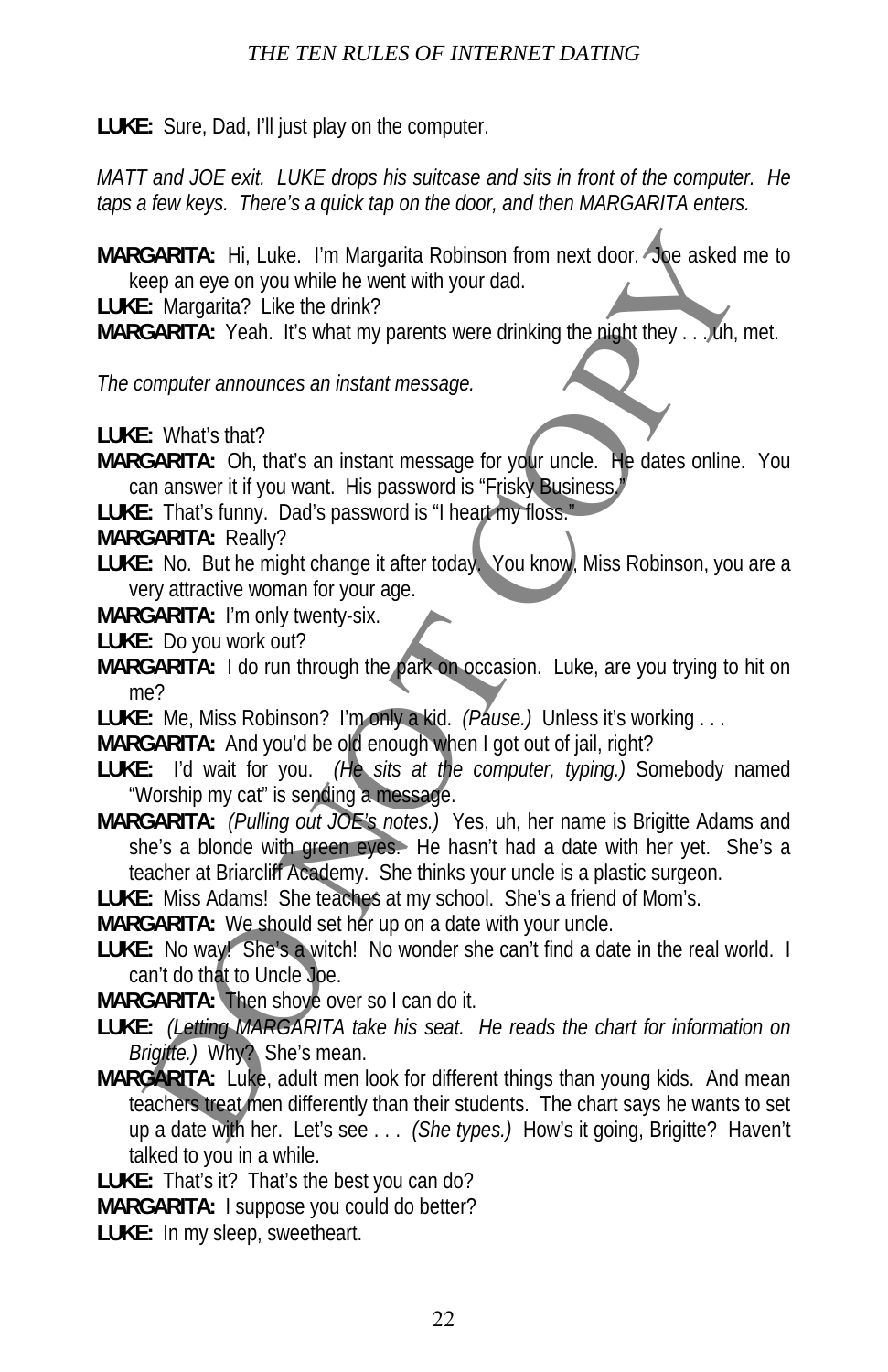**LUKE:** Sure, Dad, I'll just play on the computer.

*MATT and JOE exit. LUKE drops his suitcase and sits in front of the computer. He taps a few keys. There's a quick tap on the door, and then MARGARITA enters.*

**MARGARITA:** Hi, Luke. I'm Margarita Robinson from next door. Joe asked me to keep an eye on you while he went with your dad.

**LUKE:** Margarita? Like the drink?

**MARGARITA:** Yeah. It's what my parents were drinking the night they . . . uh, met.

*The computer announces an instant message.*

**LUKE:** What's that?

**MARGARITA:** Oh, that's an instant message for your uncle. He dates online. You can answer it if you want. His password is "Frisky Business."

**LUKE:** That's funny. Dad's password is "I heart my floss."

**MARGARITA:** Really?

**LUKE:** No. But he might change it after today. You know, Miss Robinson, you are a very attractive woman for your age.

**MARGARITA:** I'm only twenty-six.

**LUKE:** Do you work out?

**MARGARITA:** I do run through the park on occasion. Luke, are you trying to hit on me?

**LUKE:** Me, Miss Robinson? I'm only a kid. *(Pause.)* Unless it's working . . .

**MARGARITA:** And you'd be old enough when I got out of jail, right?

**LUKE:** I'd wait for you. *(He sits at the computer, typing.)* Somebody named "Worship my cat" is sending a message.

**MARGARITA:** *(Pulling out JOE's notes.)* Yes, uh, her name is Brigitte Adams and she's a blonde with green eyes. He hasn't had a date with her yet. She's a teacher at Briarcliff Academy. She thinks your uncle is a plastic surgeon.

**LUKE:** Miss Adams! She teaches at my school. She's a friend of Mom's.

**MARGARITA:** We should set her up on a date with your uncle.

**LUKE:** No way! She's a witch! No wonder she can't find a date in the real world. I can't do that to Uncle Joe.

**MARGARITA:** Then shove over so I can do it.

**LUKE:** *(Letting MARGARITA take his seat. He reads the chart for information on Brigitte.)* Why? She's mean.

**MARGARITA:** Luke, adult men look for different things than young kids. And mean teachers treat men differently than their students. The chart says he wants to set up a date with her. Let's see . . . *(She types.)* How's it going, Brigitte? Haven't talked to you in a while.

**LUKE:** That's it? That's the best you can do?

**MARGARITA:** I suppose you could do better?

**LUKE:** In my sleep, sweetheart.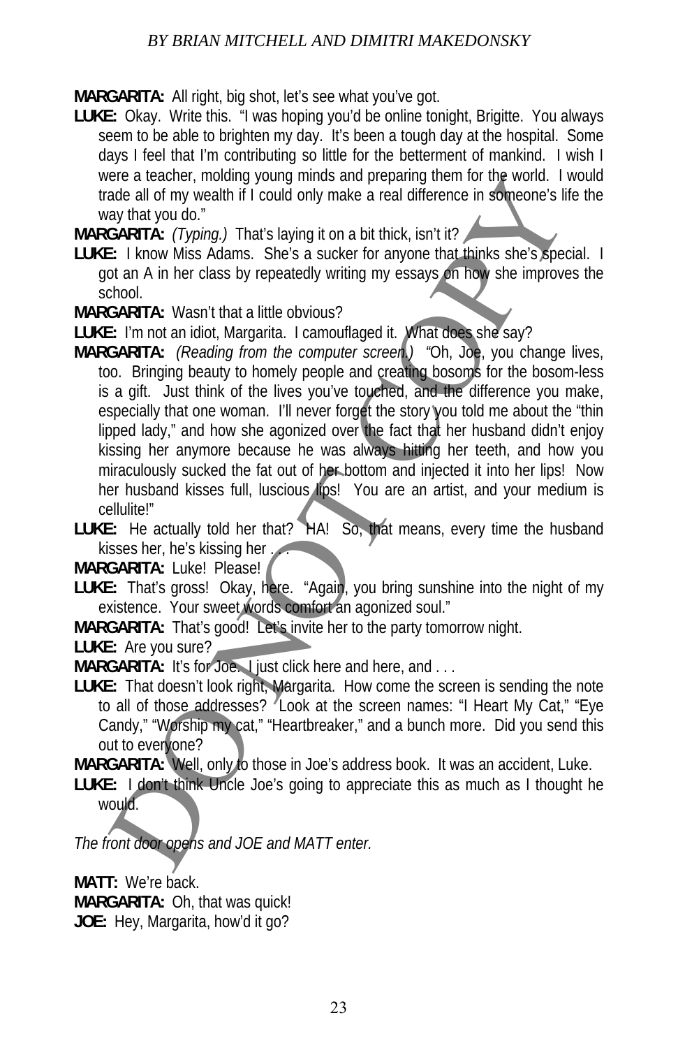**MARGARITA:** All right, big shot, let's see what you've got.

**LUKE:** Okay. Write this. "I was hoping you'd be online tonight, Brigitte. You always seem to be able to brighten my day. It's been a tough day at the hospital. Some days I feel that I'm contributing so little for the betterment of mankind. I wish I were a teacher, molding young minds and preparing them for the world. I would trade all of my wealth if I could only make a real difference in someone's life the way that you do."

**MARGARITA:** *(Typing.)* That's laying it on a bit thick, isn't it?

**LUKE:** I know Miss Adams. She's a sucker for anyone that thinks she's special. I got an A in her class by repeatedly writing my essays on how she improves the school.

**MARGARITA:** Wasn't that a little obvious?

**LUKE:** I'm not an idiot, Margarita. I camouflaged it. What does she say?

**MARGARITA:** *(Reading from the computer screen.)* "Oh, Joe, you change lives, too. Bringing beauty to homely people and creating bosoms for the bosom-less is a gift. Just think of the lives you've touched, and the difference you make, especially that one woman. I'll never forget the story you told me about the "thin lipped lady," and how she agonized over the fact that her husband didn't enjoy kissing her anymore because he was always hitting her teeth, and how you miraculously sucked the fat out of her bottom and injected it into her lips! Now her husband kisses full, luscious lips! You are an artist, and your medium is cellulite!"

**LUKE:** He actually told her that? HA! So, that means, every time the husband kisses her, he's kissing her . . .

**MARGARITA:** Luke! Please!

**LUKE:** That's gross! Okay, here. "Again, you bring sunshine into the night of my existence. Your sweet words comfort an agonized soul."

**MARGARITA:** That's good! Let's invite her to the party tomorrow night.

**LUKE:** Are you sure?

**MARGARITA:** It's for Joe. I just click here and here, and . . .

**LUKE:** That doesn't look right, Margarita. How come the screen is sending the note to all of those addresses? Look at the screen names: "I Heart My Cat," "Eye Candy," "Worship my cat," "Heartbreaker," and a bunch more. Did you send this out to everyone?

**MARGARITA:** Well, only to those in Joe's address book. It was an accident, Luke.

**LUKE:** I don't think Uncle Joe's going to appreciate this as much as I thought he would.

*The front door opens and JOE and MATT enter.*

**MATT:** We're back.

**MARGARITA:** Oh, that was quick!

**JOE:** Hey, Margarita, how'd it go?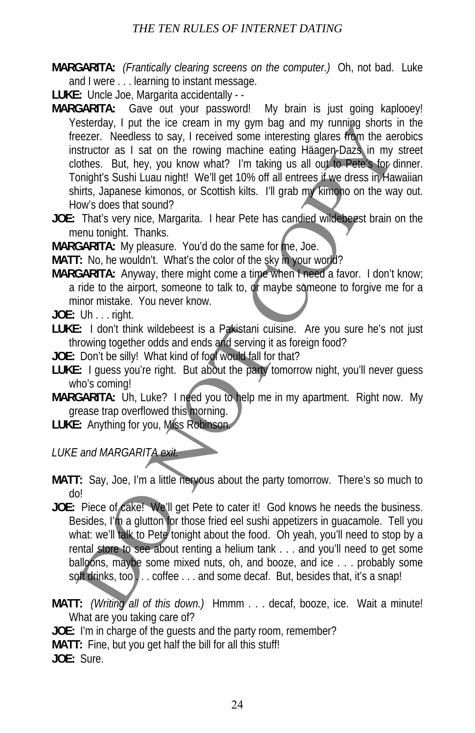**MARGARITA:** *(Frantically clearing screens on the computer.)* Oh, not bad. Luke and I were . . . learning to instant message.

**LUKE:** Uncle Joe, Margarita accidentally - -

**MARGARITA:** Gave out your password! My brain is just going kaplooey! Yesterday, I put the ice cream in my gym bag and my running shorts in the freezer. Needless to say, I received some interesting glares from the aerobics instructor as I sat on the rowing machine eating Häagen-Dazs in my street clothes. But, hey, you know what? I'm taking us all out to Pete's for dinner. Tonight's Sushi Luau night! We'll get 10% off all entrees if we dress in Hawaiian shirts, Japanese kimonos, or Scottish kilts. I'll grab my kimono on the way out. How's does that sound?

**JOE:** That's very nice, Margarita. I hear Pete has candied wildebeest brain on the menu tonight. Thanks.

**MARGARITA:** My pleasure. You'd do the same for me, Joe.

**MATT:** No, he wouldn't. What's the color of the sky in your world?

**MARGARITA:** Anyway, there might come a time when I need a favor. I don't know; a ride to the airport, someone to talk to, or maybe someone to forgive me for a minor mistake. You never know.

**JOE:** Uh . . . right.

**LUKE:** I don't think wildebeest is a Pakistani cuisine. Are you sure he's not just throwing together odds and ends and serving it as foreign food?

**JOE:** Don't be silly! What kind of fool would fall for that?

**LUKE:** I guess you're right. But about the party tomorrow night, you'll never guess who's coming!

**MARGARITA:** Uh, Luke? I need you to help me in my apartment. Right now. My grease trap overflowed this morning.

**LUKE:** Anything for you, Miss Robinson.

*LUKE and MARGARITA exit.*

**MATT:** Say, Joe, I'm a little nervous about the party tomorrow. There's so much to do!

**JOE:** Piece of cake! We'll get Pete to cater it! God knows he needs the business. Besides, I'm a glutton for those fried eel sushi appetizers in guacamole. Tell you what: we'll talk to Pete tonight about the food. Oh yeah, you'll need to stop by a rental store to see about renting a helium tank . . . and you'll need to get some balloons, maybe some mixed nuts, oh, and booze, and ice . . . probably some soft drinks, too . . . coffee . . . and some decaf. But, besides that, it's a snap!

**MATT:** *(Writing all of this down.)* Hmmm . . . decaf, booze, ice. Wait a minute! What are you taking care of?

**JOE:** I'm in charge of the guests and the party room, remember?

**MATT:** Fine, but you get half the bill for all this stuff!

**JOE:** Sure.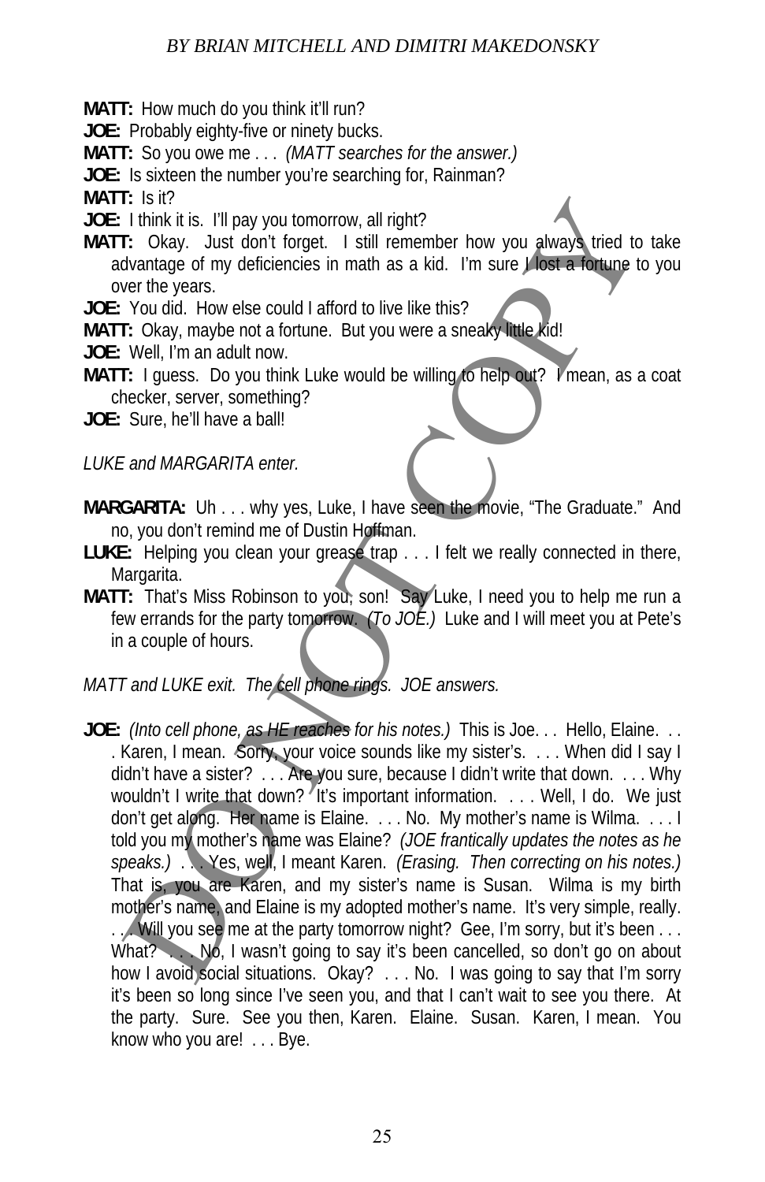**MATT:** How much do you think it'll run?

**JOE:** Probably eighty-five or ninety bucks.

**MATT:** So you owe me . . . *(MATT searches for the answer.)*

**JOE:** Is sixteen the number you're searching for, Rainman?

**MATT:** Is it?

**JOE:** I think it is. I'll pay you tomorrow, all right?

**MATT:** Okay. Just don't forget. I still remember how you always tried to take advantage of my deficiencies in math as a kid. I'm sure I lost a fortune to you over the years.

**JOE:** You did. How else could I afford to live like this?

**MATT:** Okay, maybe not a fortune. But you were a sneaky little kid!

**JOE:** Well, I'm an adult now.

**MATT:** I guess. Do you think Luke would be willing to help out? I mean, as a coat checker, server, something?

**JOE:** Sure, he'll have a ball!

*LUKE and MARGARITA enter.*

**MARGARITA:** Uh . . . why yes, Luke, I have seen the movie, "The Graduate." And no, you don't remind me of Dustin Hoffman.

**LUKE:** Helping you clean your grease trap . . . I felt we really connected in there, Margarita.

**MATT:** That's Miss Robinson to you, son! Say Luke, I need you to help me run a few errands for the party tomorrow. *(To JOE.)* Luke and I will meet you at Pete's in a couple of hours.

*MATT and LUKE exit. The cell phone rings. JOE answers.*

**JOE:** *(Into cell phone, as HE reaches for his notes.)* This is Joe. . . Hello, Elaine. . . . Karen, I mean. Sorry, your voice sounds like my sister's. . . . When did I say I didn't have a sister? . . . Are you sure, because I didn't write that down. . . . Why wouldn't I write that down? It's important information. . . . Well, I do. We just don't get along. Her name is Elaine. . . . No. My mother's name is Wilma. . . . I told you my mother's name was Elaine? *(JOE frantically updates the notes as he speaks.)* . . . Yes, well, I meant Karen. *(Erasing. Then correcting on his notes.)* That is, you are Karen, and my sister's name is Susan. Wilma is my birth mother's name, and Elaine is my adopted mother's name. It's very simple, really. . . . Will you see me at the party tomorrow night? Gee, I'm sorry, but it's been . . . What? . . . No, I wasn't going to say it's been cancelled, so don't go on about how I avoid social situations. Okay? . . . No. I was going to say that I'm sorry it's been so long since I've seen you, and that I can't wait to see you there. At the party. Sure. See you then, Karen. Elaine. Susan. Karen, I mean. You know who you are! . . . Bye.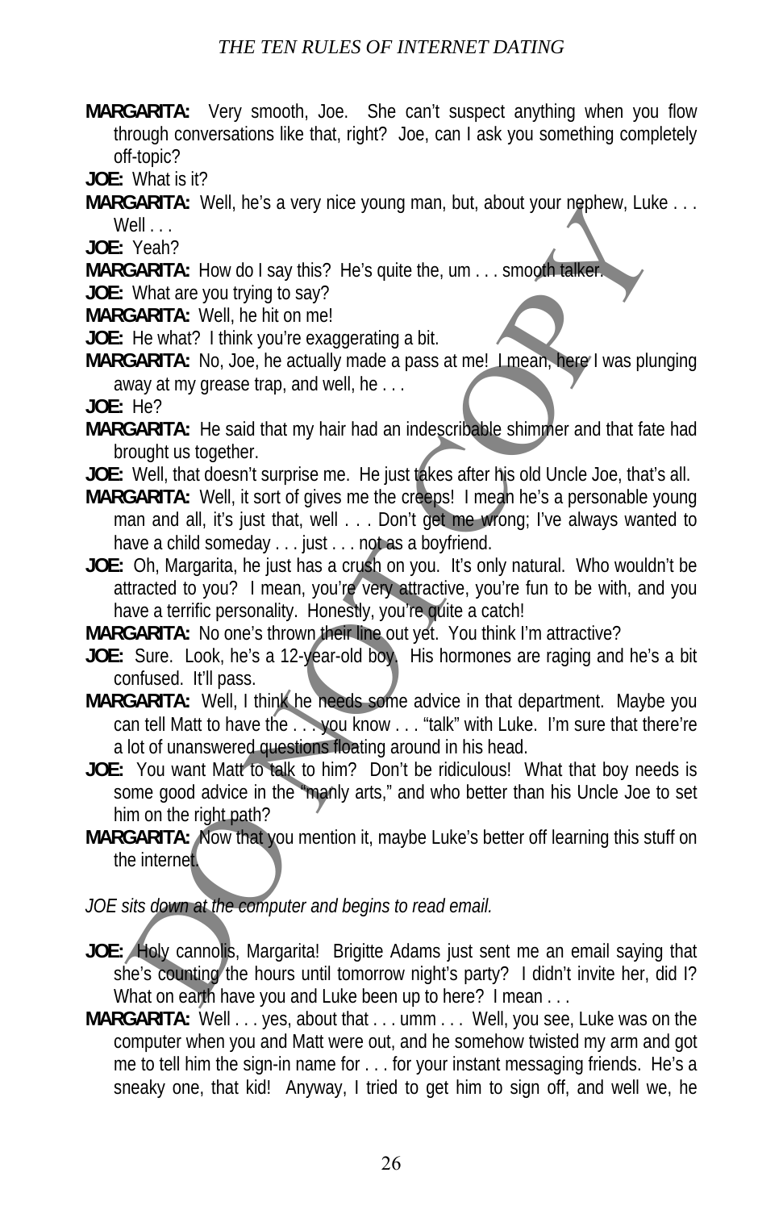**MARGARITA:** Very smooth, Joe. She can't suspect anything when you flow through conversations like that, right? Joe, can I ask you something completely off-topic?

**JOE:** What is it?

**MARGARITA:** Well, he's a very nice young man, but, about your nephew, Luke . . . Well . . .

**JOE:** Yeah?

**MARGARITA:** How do I say this? He's quite the, um . . . smooth talker.

**JOE:** What are you trying to say?

**MARGARITA:** Well, he hit on me!

**JOE:** He what? I think you're exaggerating a bit.

**MARGARITA:** No, Joe, he actually made a pass at me! I mean, here I was plunging away at my grease trap, and well, he . . .

**JOE:** He?

**MARGARITA:** He said that my hair had an indescribable shimmer and that fate had brought us together.

**JOE:** Well, that doesn't surprise me. He just takes after his old Uncle Joe, that's all.

**MARGARITA:** Well, it sort of gives me the creeps! I mean he's a personable young man and all, it's just that, well . . . Don't get me wrong; I've always wanted to have a child someday . . . just . . . not as a boyfriend.

**JOE:** Oh, Margarita, he just has a crush on you. It's only natural. Who wouldn't be attracted to you? I mean, you're very attractive, you're fun to be with, and you have a terrific personality. Honestly, you're quite a catch!

**MARGARITA:** No one's thrown their line out yet. You think I'm attractive?

**JOE:** Sure. Look, he's a 12-year-old boy. His hormones are raging and he's a bit confused. It'll pass.

**MARGARITA:** Well, I think he needs some advice in that department. Maybe you can tell Matt to have the . . . you know . . . "talk" with Luke. I'm sure that there're a lot of unanswered questions floating around in his head.

**JOE:** You want Matt to talk to him? Don't be ridiculous! What that boy needs is some good advice in the "manly arts," and who better than his Uncle Joe to set him on the right path?

**MARGARITA:** Now that you mention it, maybe Luke's better off learning this stuff on the internet.

*JOE sits down at the computer and begins to read email.*

**JOE:** Holy cannolis, Margarita! Brigitte Adams just sent me an email saying that she's counting the hours until tomorrow night's party? I didn't invite her, did I? What on earth have you and Luke been up to here? I mean . . .

**MARGARITA:** Well . . . yes, about that . . . umm . . . Well, you see, Luke was on the computer when you and Matt were out, and he somehow twisted my arm and got me to tell him the sign-in name for . . . for your instant messaging friends. He's a sneaky one, that kid! Anyway, I tried to get him to sign off, and well we, he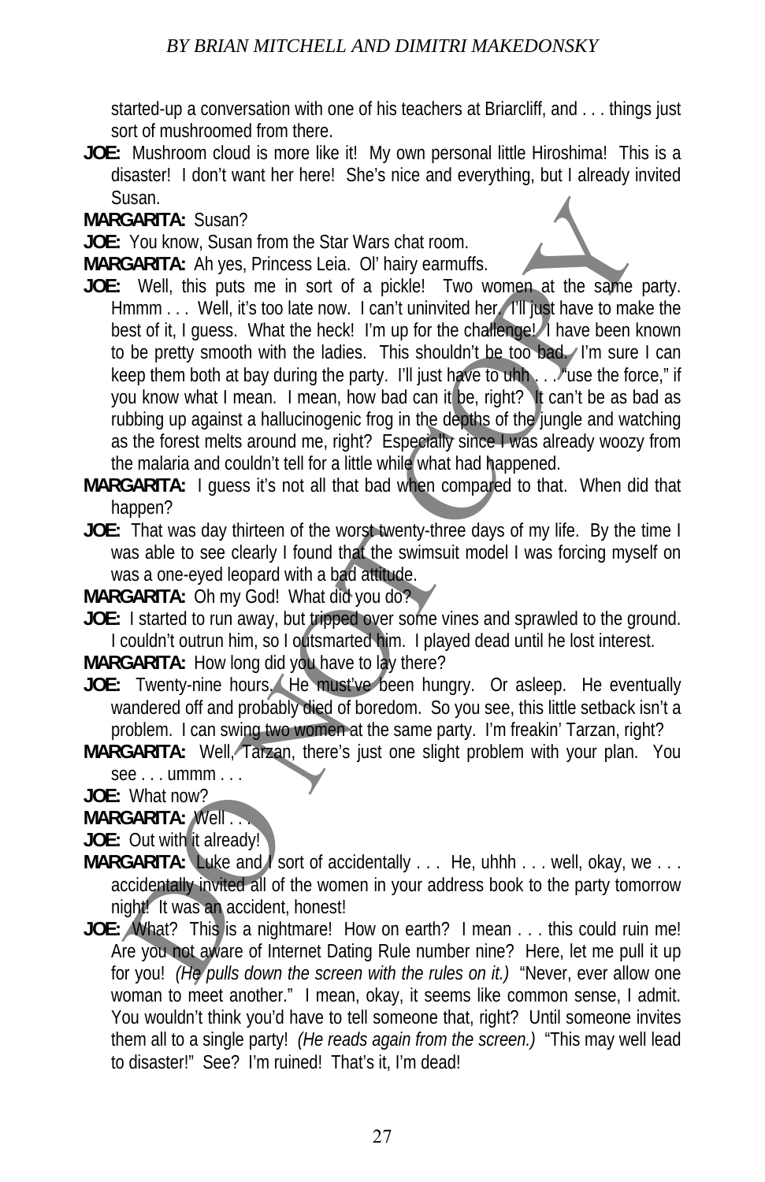started-up a conversation with one of his teachers at Briarcliff, and . . . things just sort of mushroomed from there.

**JOE:** Mushroom cloud is more like it! My own personal little Hiroshima! This is a disaster! I don't want her here! She's nice and everything, but I already invited Susan.

**MARGARITA:** Susan?

**JOE:** You know, Susan from the Star Wars chat room.

**MARGARITA:** Ah yes, Princess Leia. Ol' hairy earmuffs.

**JOE:** Well, this puts me in sort of a pickle! Two women at the same party. Hmmm . . . Well, it's too late now. I can't uninvited her. I'll just have to make the best of it, I guess. What the heck! I'm up for the challenge! I have been known to be pretty smooth with the ladies. This shouldn't be too bad. I'm sure I can keep them both at bay during the party. I'll just have to uhh . . . "use the force," if you know what I mean. I mean, how bad can it be, right? It can't be as bad as rubbing up against a hallucinogenic frog in the depths of the jungle and watching as the forest melts around me, right? Especially since I was already woozy from the malaria and couldn't tell for a little while what had happened.

**MARGARITA:** I guess it's not all that bad when compared to that. When did that happen?

**JOE:** That was day thirteen of the worst twenty-three days of my life. By the time I was able to see clearly I found that the swimsuit model I was forcing myself on was a one-eyed leopard with a bad attitude.

**MARGARITA:** Oh my God! What did you do?

**JOE:** I started to run away, but tripped over some vines and sprawled to the ground. I couldn't outrun him, so I outsmarted him. I played dead until he lost interest.

**MARGARITA:** How long did you have to lay there?

**JOE:** Twenty-nine hours. He must've been hungry. Or asleep. He eventually wandered off and probably died of boredom. So you see, this little setback isn't a problem. I can swing two women at the same party. I'm freakin' Tarzan, right?

**MARGARITA:** Well, Tarzan, there's just one slight problem with your plan. You see . . . ummm . . .

**JOE:** What now?

**MARGARITA:** Well . . .

**JOE:** Out with it already!

**MARGARITA:** Luke and I sort of accidentally . . . He, uhhh . . . well, okay, we . . . accidentally invited all of the women in your address book to the party tomorrow night! It was an accident, honest!

**JOE:** What? This is a nightmare! How on earth? I mean . . . this could ruin me! Are you not aware of Internet Dating Rule number nine? Here, let me pull it up for you! *(He pulls down the screen with the rules on it.)* "Never, ever allow one woman to meet another." I mean, okay, it seems like common sense, I admit. You wouldn't think you'd have to tell someone that, right? Until someone invites them all to a single party! *(He reads again from the screen.)* "This may well lead to disaster!" See? I'm ruined! That's it, I'm dead!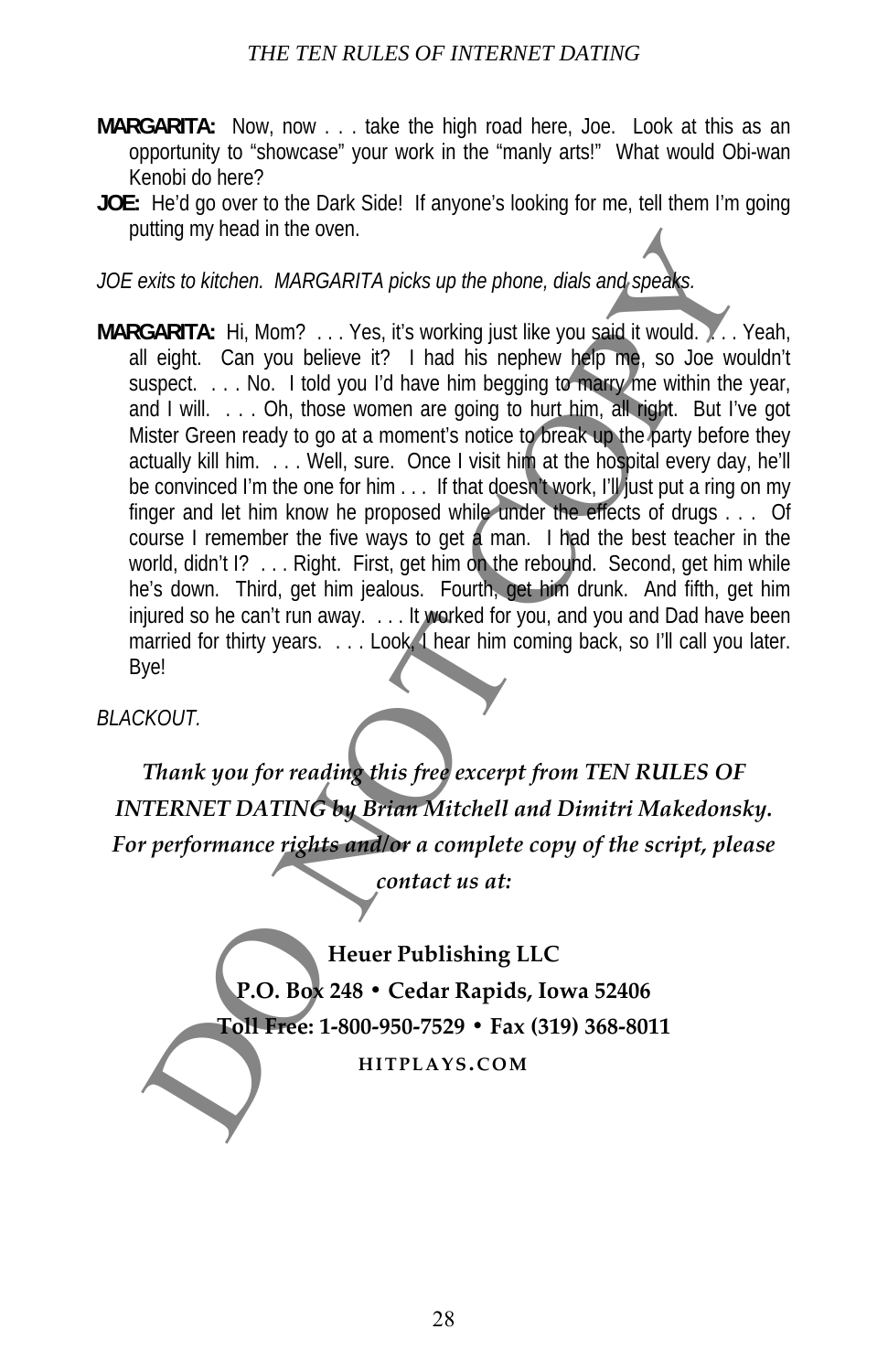**MARGARITA:** Now, now . . . take the high road here, Joe. Look at this as an opportunity to "showcase" your work in the "manly arts!" What would Obi-wan Kenobi do here?

**JOE:** He'd go over to the Dark Side! If anyone's looking for me, tell them I'm going putting my head in the oven.

*JOE exits to kitchen. MARGARITA picks up the phone, dials and speaks.*

**MARGARITA:** Hi, Mom? . . . Yes, it's working just like you said it would. . . . Yeah, all eight. Can you believe it? I had his nephew help me, so Joe wouldn't suspect. . . . No. I told you I'd have him begging to marry me within the year, and I will. . . . Oh, those women are going to hurt him, all right. But I've got Mister Green ready to go at a moment's notice to break up the party before they actually kill him. . . . Well, sure. Once I visit him at the hospital every day, he'll be convinced I'm the one for him . . . If that doesn't work, I'll just put a ring on my finger and let him know he proposed while under the effects of drugs . . . Of course I remember the five ways to get a man. I had the best teacher in the world, didn't I? . . . Right. First, get him on the rebound. Second, get him while he's down. Third, get him jealous. Fourth, get him drunk. And fifth, get him injured so he can't run away. . . . It worked for you, and you and Dad have been married for thirty years. . . . Look, I hear him coming back, so I'll call you later. Bye!

*BLACKOUT.*

***Thank you for reading this free excerpt from TEN RULES OF INTERNET DATING by Brian Mitchell and Dimitri Makedonsky. For performance rights and/or a complete copy of the script, please contact us at:***

**Heuer Publishing LLC**

**P.O. Box 248 • Cedar Rapids, Iowa 52406**

**Toll Free: 1-800-950-7529 • Fax (319) 368-8011**

**HITPLAYS.COM**